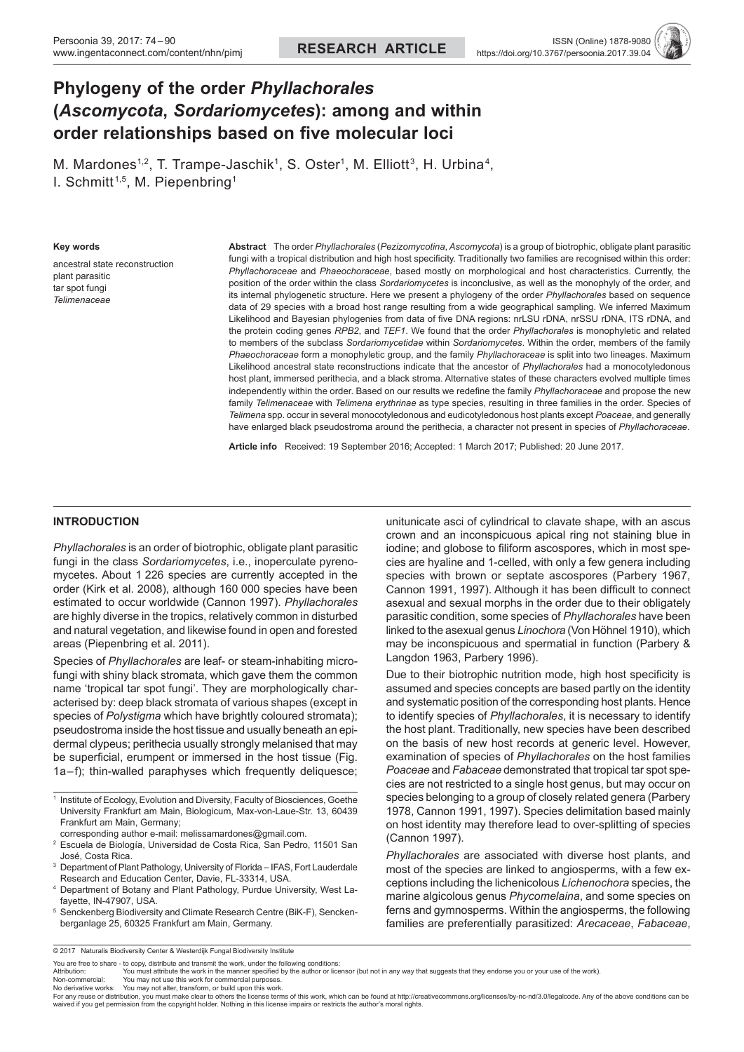RESEARCH ARTICLE

# Phylogeny of the order *Phyllachorales* (*Ascomycota*, *Sordariomycetes*): among and within order relationships based on five molecular loci

M. Mardones[1,2], T. Trampe-Jaschik[1], S. Oster[1], M. Elliott[3], H. Urbina[4], I. Schmitt[1,5], M. Piepenbring[1]

**Key words**

ancestral state reconstruction
plant parasitic
tar spot fungi
*Telimenaceae*

**Abstract** The order *Phyllachorales* (*Pezizomycotina*, *Ascomycota*) is a group of biotrophic, obligate plant parasitic fungi with a tropical distribution and high host specificity. Traditionally two families are recognised within this order: *Phyllachoraceae* and *Phaeochoraceae*, based mostly on morphological and host characteristics. Currently, the position of the order within the class *Sordariomycetes* is inconclusive, as well as the monophyly of the order, and its internal phylogenetic structure. Here we present a phylogeny of the order *Phyllachorales* based on sequence data of 29 species with a broad host range resulting from a wide geographical sampling. We inferred Maximum Likelihood and Bayesian phylogenies from data of five DNA regions: nrLSU rDNA, nrSSU rDNA, ITS rDNA, and the protein coding genes *RPB2*, and *TEF1*. We found that the order *Phyllachorales* is monophyletic and related to members of the subclass *Sordariomycetidae* within *Sordariomycetes*. Within the order, members of the family *Phaeochoraceae* form a monophyletic group, and the family *Phyllachoraceae* is split into two lineages. Maximum Likelihood ancestral state reconstructions indicate that the ancestor of *Phyllachorales* had a monocotyledonous host plant, immersed perithecia, and a black stroma. Alternative states of these characters evolved multiple times independently within the order. Based on our results we redefine the family *Phyllachoraceae* and propose the new family *Telimenaceae* with *Telimena erythrinae* as type species, resulting in three families in the order. Species of *Telimena* spp. occur in several monocotyledonous and eudicotyledonous host plants except *Poaceae*, and generally have enlarged black pseudostroma around the perithecia, a character not present in species of *Phyllachoraceae*.

**Article info** Received: 19 September 2016; Accepted: 1 March 2017; Published: 20 June 2017.

## INTRODUCTION

*Phyllachorales* is an order of biotrophic, obligate plant parasitic fungi in the class *Sordariomycetes*, i.e., inoperculate pyrenomycetes. About 1 226 species are currently accepted in the order (Kirk et al. 2008), although 160 000 species have been estimated to occur worldwide (Cannon 1997). *Phyllachorales* are highly diverse in the tropics, relatively common in disturbed and natural vegetation, and likewise found in open and forested areas (Piepenbring et al. 2011).

Species of *Phyllachorales* are leaf- or steam-inhabiting microfungi with shiny black stromata, which gave them the common name 'tropical tar spot fungi'. They are morphologically characterised by: deep black stromata of various shapes (except in species of *Polystigma* which have brightly coloured stromata); pseudostroma inside the host tissue and usually beneath an epidermal clypeus; perithecia usually strongly melanised that may be superficial, erumpent or immersed in the host tissue (Fig. 1a–f); thin-walled paraphyses which frequently deliquesce; unitunicate asci of cylindrical to clavate shape, with an ascus crown and an inconspicuous apical ring not staining blue in iodine; and globose to filiform ascospores, which in most species are hyaline and 1-celled, with only a few genera including species with brown or septate ascospores (Parbery 1967, Cannon 1991, 1997). Although it has been difficult to connect asexual and sexual morphs in the order due to their obligately parasitic condition, some species of *Phyllachorales* have been linked to the asexual genus *Linochora* (Von Höhnel 1910), which may be inconspicuous and spermatial in function (Parbery & Langdon 1963, Parbery 1996).

Due to their biotrophic nutrition mode, high host specificity is assumed and species concepts are based partly on the identity and systematic position of the corresponding host plants. Hence to identify species of *Phyllachorales*, it is necessary to identify the host plant. Traditionally, new species have been described on the basis of new host records at generic level. However, examination of species of *Phyllachorales* on the host families *Poaceae* and *Fabaceae* demonstrated that tropical tar spot species are not restricted to a single host genus, but may occur on species belonging to a group of closely related genera (Parbery 1978, Cannon 1991, 1997). Species delimitation based mainly on host identity may therefore lead to over-splitting of species (Cannon 1997).

*Phyllachorales* are associated with diverse host plants, and most of the species are linked to angiosperms, with a few exceptions including the lichenicolous *Lichenochora* species, the marine algicolous genus *Phycomelaina*, and some species on ferns and gymnosperms. Within the angiosperms, the following families are preferentially parasitized: *Arecaceae*, *Fabaceae*,

[1] Institute of Ecology, Evolution and Diversity, Faculty of Biosciences, Goethe University Frankfurt am Main, Biologicum, Max-von-Laue-Str. 13, 60439 Frankfurt am Main, Germany;
corresponding author e-mail: melissamardones@gmail.com.
[2] Escuela de Biología, Universidad de Costa Rica, San Pedro, 11501 San José, Costa Rica.
[3] Department of Plant Pathology, University of Florida – IFAS, Fort Lauderdale Research and Education Center, Davie, FL-33314, USA.
[4] Department of Botany and Plant Pathology, Purdue University, West Lafayette, IN-47907, USA.
[5] Senckenberg Biodiversity and Climate Research Centre (BiK-F), Senckenberganlage 25, 60325 Frankfurt am Main, Germany.

© 2017 Naturalis Biodiversity Center & Westerdijk Fungal Biodiversity Institute

You are free to share - to copy, distribute and transmit the work, under the following conditions:
Attribution: You must attribute the work in the manner specified by the author or licensor (but not in any way that suggests that they endorse you or your use of the work).
Non-commercial: You may not use this work for commercial purposes.
No derivative works: You may not alter, transform, or build upon this work.
For any reuse or distribution, you must make clear to others the license terms of this work, which can be found at http://creativecommons.org/licenses/by-nc-nd/3.0/legalcode. Any of the above conditions can be waived if you get permission from the copyright holder. Nothing in this license impairs or restricts the author's moral rights.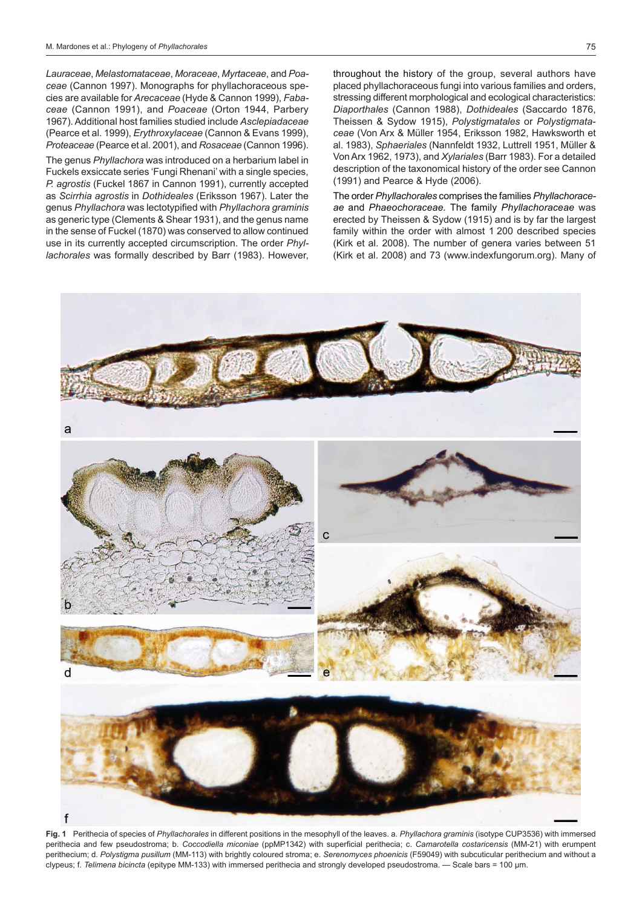*Lauraceae*, *Melastomataceae*, *Moraceae*, *Myrtaceae*, and *Poaceae* (Cannon 1997). Monographs for phyllachoraceous species are available for *Arecaceae* (Hyde & Cannon 1999), *Fabaceae* (Cannon 1991), and *Poaceae* (Orton 1944, Parbery 1967). Additional host families studied include *Asclepiadaceae* (Pearce et al. 1999), *Erythroxylaceae* (Cannon & Evans 1999), *Proteaceae* (Pearce et al. 2001), and *Rosaceae* (Cannon 1996).

The genus *Phyllachora* was introduced on a herbarium label in Fuckels exsiccate series 'Fungi Rhenani' with a single species, *P. agrostis* (Fuckel 1867 in Cannon 1991), currently accepted as *Scirrhia agrostis* in *Dothideales* (Eriksson 1967). Later the genus *Phyllachora* was lectotypified with *Phyllachora graminis* as generic type (Clements & Shear 1931), and the genus name in the sense of Fuckel (1870) was conserved to allow continued use in its currently accepted circumscription. The order *Phyllachorales* was formally described by Barr (1983). However, throughout the history of the group, several authors have placed phyllachoraceous fungi into various families and orders, stressing different morphological and ecological characteristics: *Diaporthales* (Cannon 1988), *Dothideales* (Saccardo 1876, Theissen & Sydow 1915), *Polystigmatales* or *Polystigmataceae* (Von Arx & Müller 1954, Eriksson 1982, Hawksworth et al. 1983), *Sphaeriales* (Nannfeldt 1932, Luttrell 1951, Müller & Von Arx 1962, 1973), and *Xylariales* (Barr 1983). For a detailed description of the taxonomical history of the order see Cannon (1991) and Pearce & Hyde (2006).

The order *Phyllachorales* comprises the families *Phyllachoraceae* and *Phaeochoraceae.* The family *Phyllachoraceae* was erected by Theissen & Sydow (1915) and is by far the largest family within the order with almost 1 200 described species (Kirk et al. 2008). The number of genera varies between 51 (Kirk et al. 2008) and 73 (www.indexfungorum.org). Many of

**Fig. 1** Perithecia of species of *Phyllachorales* in different positions in the mesophyll of the leaves. a. *Phyllachora graminis* (isotype CUP3536) with immersed perithecia and few pseudostroma; b. *Coccodiella miconiae* (ppMP1342) with superficial perithecia; c. *Camarotella costaricensis* (MM-21) with erumpent perithecium; d. *Polystigma pusillum* (MM-113) with brightly coloured stroma; e. *Serenomyces phoenicis* (F59049) with subcuticular perithecium and without a clypeus; f. *Telimena bicincta* (epitype MM-133) with immersed perithecia and strongly developed pseudostroma. — Scale bars = 100 µm.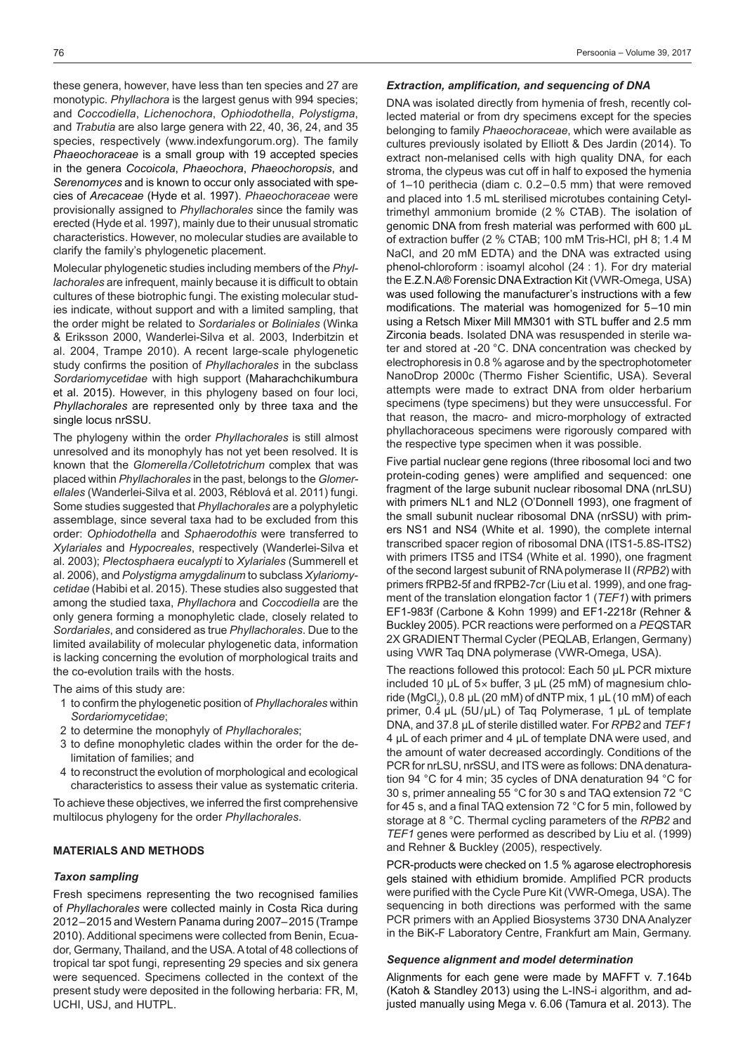these genera, however, have less than ten species and 27 are monotypic. *Phyllachora* is the largest genus with 994 species; and *Coccodiella*, *Lichenochora*, *Ophiodothella*, *Polystigma*, and *Trabutia* are also large genera with 22, 40, 36, 24, and 35 species, respectively (www.indexfungorum.org). The family *Phaeochoraceae* is a small group with 19 accepted species in the genera *Cocoicola*, *Phaeochora*, *Phaeochoropsis*, and *Serenomyces* and is known to occur only associated with species of *Arecaceae* (Hyde et al. 1997). *Phaeochoraceae* were provisionally assigned to *Phyllachorales* since the family was erected (Hyde et al. 1997), mainly due to their unusual stromatic characteristics. However, no molecular studies are available to clarify the family's phylogenetic placement.

Molecular phylogenetic studies including members of the *Phyllachorales* are infrequent, mainly because it is difficult to obtain cultures of these biotrophic fungi. The existing molecular studies indicate, without support and with a limited sampling, that the order might be related to *Sordariales* or *Boliniales* (Winka & Eriksson 2000, Wanderlei-Silva et al. 2003, Inderbitzin et al. 2004, Trampe 2010). A recent large-scale phylogenetic study confirms the position of *Phyllachorales* in the subclass *Sordariomycetidae* with high support (Maharachchikumbura et al. 2015). However, in this phylogeny based on four loci, *Phyllachorales* are represented only by three taxa and the single locus nrSSU.

The phylogeny within the order *Phyllachorales* is still almost unresolved and its monophyly has not yet been resolved. It is known that the *Glomerella*/*Colletotrichum* complex that was placed within *Phyllachorales* in the past, belongs to the *Glomerellales* (Wanderlei-Silva et al. 2003, Réblová et al. 2011) fungi. Some studies suggested that *Phyllachorales* are a polyphyletic assemblage, since several taxa had to be excluded from this order: *Ophiodothella* and *Sphaerodothis* were transferred to *Xylariales* and *Hypocreales*, respectively (Wanderlei-Silva et al. 2003); *Plectosphaera eucalypti* to *Xylariales* (Summerell et al. 2006), and *Polystigma amygdalinum* to subclass *Xylariomycetidae* (Habibi et al. 2015). These studies also suggested that among the studied taxa, *Phyllachora* and *Coccodiella* are the only genera forming a monophyletic clade, closely related to *Sordariales*, and considered as true *Phyllachorales*. Due to the limited availability of molecular phylogenetic data, information is lacking concerning the evolution of morphological traits and the co-evolution trails with the hosts.

The aims of this study are:

1. to confirm the phylogenetic position of *Phyllachorales* within *Sordariomycetidae*;
2. to determine the monophyly of *Phyllachorales*;
3. to define monophyletic clades within the order for the delimitation of families; and
4. to reconstruct the evolution of morphological and ecological characteristics to assess their value as systematic criteria.

To achieve these objectives, we inferred the first comprehensive multilocus phylogeny for the order *Phyllachorales*.

## MATERIALS AND METHODS

### *Taxon sampling*

Fresh specimens representing the two recognised families of *Phyllachorales* were collected mainly in Costa Rica during 2012–2015 and Western Panama during 2007–2015 (Trampe 2010). Additional specimens were collected from Benin, Ecuador, Germany, Thailand, and the USA. A total of 48 collections of tropical tar spot fungi, representing 29 species and six genera were sequenced. Specimens collected in the context of the present study were deposited in the following herbaria: FR, M, UCHI, USJ, and HUTPL.

### *Extraction, amplification, and sequencing of DNA*

DNA was isolated directly from hymenia of fresh, recently collected material or from dry specimens except for the species belonging to family *Phaeochoraceae*, which were available as cultures previously isolated by Elliott & Des Jardin (2014). To extract non-melanised cells with high quality DNA, for each stroma, the clypeus was cut off in half to exposed the hymenia of 1–10 perithecia (diam c. 0.2–0.5 mm) that were removed and placed into 1.5 mL sterilised microtubes containing Cetyltrimethyl ammonium bromide (2 % CTAB). The isolation of genomic DNA from fresh material was performed with 600 µL of extraction buffer (2 % CTAB; 100 mM Tris-HCl, pH 8; 1.4 M NaCl, and 20 mM EDTA) and the DNA was extracted using phenol-chloroform : isoamyl alcohol (24 : 1). For dry material the E.Z.N.A.® Forensic DNA Extraction Kit (VWR-Omega, USA) was used following the manufacturer's instructions with a few modifications. The material was homogenized for 5–10 min using a Retsch Mixer Mill MM301 with STL buffer and 2.5 mm Zirconia beads. Isolated DNA was resuspended in sterile water and stored at -20 °C. DNA concentration was checked by electrophoresis in 0.8 % agarose and by the spectrophotometer NanoDrop 2000c (Thermo Fisher Scientific, USA). Several attempts were made to extract DNA from older herbarium specimens (type specimens) but they were unsuccessful. For that reason, the macro- and micro-morphology of extracted phyllachoraceous specimens were rigorously compared with the respective type specimen when it was possible.

Five partial nuclear gene regions (three ribosomal loci and two protein-coding genes) were amplified and sequenced: one fragment of the large subunit nuclear ribosomal DNA (nrLSU) with primers NL1 and NL2 (O'Donnell 1993), one fragment of the small subunit nuclear ribosomal DNA (nrSSU) with primers NS1 and NS4 (White et al. 1990), the complete internal transcribed spacer region of ribosomal DNA (ITS1-5.8S-ITS2) with primers ITS5 and ITS4 (White et al. 1990), one fragment of the second largest subunit of RNA polymerase II (*RPB2*) with primers fRPB2-5f and fRPB2-7cr (Liu et al. 1999), and one fragment of the translation elongation factor 1 (*TEF1*) with primers EF1-983f (Carbone & Kohn 1999) and EF1-2218r (Rehner & Buckley 2005). PCR reactions were performed on a *PEQ*STAR 2X GRADIENT Thermal Cycler (PEQLAB, Erlangen, Germany) using VWR Taq DNA polymerase (VWR-Omega, USA).

The reactions followed this protocol: Each 50 µL PCR mixture included 10 µL of 5× buffer, 3 µL (25 mM) of magnesium chloride ($MgCl_2$), 0.8 µL (20 mM) of dNTP mix, 1 µL (10 mM) of each primer, 0.4 µL (5U/µL) of Taq Polymerase, 1 µL of template DNA, and 37.8 µL of sterile distilled water. For *RPB2* and *TEF1* 4 µL of each primer and 4 µL of template DNA were used, and the amount of water decreased accordingly. Conditions of the PCR for nrLSU, nrSSU, and ITS were as follows: DNA denaturation 94 °C for 4 min; 35 cycles of DNA denaturation 94 °C for 30 s, primer annealing 55 °C for 30 s and TAQ extension 72 °C for 45 s, and a final TAQ extension 72 °C for 5 min, followed by storage at 8 °C. Thermal cycling parameters of the *RPB2* and *TEF1* genes were performed as described by Liu et al. (1999) and Rehner & Buckley (2005), respectively.

PCR-products were checked on 1.5 % agarose electrophoresis gels stained with ethidium bromide. Amplified PCR products were purified with the Cycle Pure Kit (VWR-Omega, USA). The sequencing in both directions was performed with the same PCR primers with an Applied Biosystems 3730 DNA Analyzer in the BiK-F Laboratory Centre, Frankfurt am Main, Germany.

### *Sequence alignment and model determination*

Alignments for each gene were made by MAFFT v. 7.164b (Katoh & Standley 2013) using the L-INS-i algorithm, and adjusted manually using Mega v. 6.06 (Tamura et al. 2013). The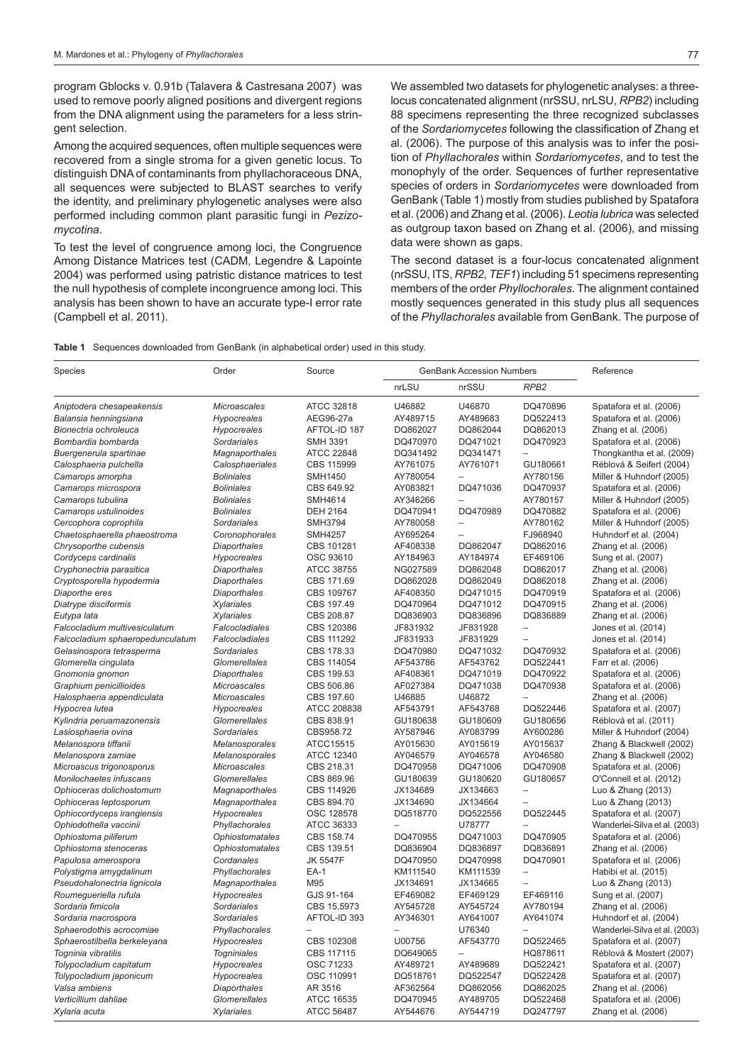program Gblocks v. 0.91b (Talavera & Castresana 2007) was used to remove poorly aligned positions and divergent regions from the DNA alignment using the parameters for a less stringent selection.

Among the acquired sequences, often multiple sequences were recovered from a single stroma for a given genetic locus. To distinguish DNA of contaminants from phyllachoraceous DNA, all sequences were subjected to BLAST searches to verify the identity, and preliminary phylogenetic analyses were also performed including common plant parasitic fungi in *Pezizomycotina*.

To test the level of congruence among loci, the Congruence Among Distance Matrices test (CADM, Legendre & Lapointe 2004) was performed using patristic distance matrices to test the null hypothesis of complete incongruence among loci. This analysis has been shown to have an accurate type-I error rate (Campbell et al. 2011).

We assembled two datasets for phylogenetic analyses: a three-locus concatenated alignment (nrSSU, nrLSU, *RPB2*) including 88 specimens representing the three recognized subclasses of the *Sordariomycetes* following the classification of Zhang et al. (2006). The purpose of this analysis was to infer the position of *Phyllachorales* within *Sordariomycetes*, and to test the monophyly of the order. Sequences of further representative species of orders in *Sordariomycetes* were downloaded from GenBank (Table 1) mostly from studies published by Spatafora et al. (2006) and Zhang et al. (2006). *Leotia lubrica* was selected as outgroup taxon based on Zhang et al. (2006), and missing data were shown as gaps.

The second dataset is a four-locus concatenated alignment (nrSSU, ITS, *RPB2*, *TEF1*) including 51 specimens representing members of the order *Phyllochorales*. The alignment contained mostly sequences generated in this study plus all sequences of the *Phyllachorales* available from GenBank. The purpose of

**Table 1** Sequences downloaded from GenBank (in alphabetical order) used in this study.

| Species | Order | Source | GenBank Accession Numbers | | | Reference |
|---|---|---|---|---|---|---|
| | | | nrLSU | nrSSU | *RPB2* | |
| *Aniptodera chesapeakensis* | *Microascales* | ATCC 32818 | U46882 | U46870 | DQ470896 | Spatafora et al. (2006) |
| *Balansia henningsiana* | *Hypocreales* | AEG96-27a | AY489715 | AY489683 | DQ522413 | Spatafora et al. (2006) |
| *Bionectria ochroleuca* | *Hypocreales* | AFTOL-ID 187 | DQ862027 | DQ862044 | DQ862013 | Zhang et al. (2006) |
| *Bombardia bombarda* | *Sordariales* | SMH 3391 | DQ470970 | DQ471021 | DQ470923 | Spatafora et al. (2006) |
| *Buergenerula spartinae* | *Magnaporthales* | ATCC 22848 | DQ341492 | DQ341471 | – | Thongkantha et al. (2009) |
| *Calosphaeria pulchella* | *Calosphaeriales* | CBS 115999 | AY761075 | AY761071 | GU180661 | Réblová & Seifert (2004) |
| *Camarops amorpha* | *Boliniales* | SMH1450 | AY780054 | – | AY780156 | Miller & Huhndorf (2005) |
| *Camarops microspora* | *Boliniales* | CBS 649.92 | AY083821 | DQ471036 | DQ470937 | Spatafora et al. (2006) |
| *Camarops tubulina* | *Boliniales* | SMH4614 | AY346266 | – | AY780157 | Miller & Huhndorf (2005) |
| *Camarops ustulinoides* | *Boliniales* | DEH 2164 | DQ470941 | DQ470989 | DQ470882 | Spatafora et al. (2006) |
| *Cercophora coprophila* | *Sordariales* | SMH3794 | AY780058 | – | AY780162 | Miller & Huhndorf (2005) |
| *Chaetosphaerella phaeostroma* | *Coronophorales* | SMH4257 | AY695264 | – | FJ968940 | Huhndorf et al. (2004) |
| *Chrysoporthe cubensis* | *Diaporthales* | CBS 101281 | AF408338 | DQ862047 | DQ862016 | Zhang et al. (2006) |
| *Cordyceps cardinalis* | *Hypocreales* | OSC 93610 | AY184963 | AY184974 | EF469106 | Sung et al. (2007) |
| *Cryphonectria parasitica* | *Diaporthales* | ATCC 38755 | NG027589 | DQ862048 | DQ862017 | Zhang et al. (2006) |
| *Cryptosporella hypodermia* | *Diaporthales* | CBS 171.69 | DQ862028 | DQ862049 | DQ862018 | Zhang et al. (2006) |
| *Diaporthe eres* | *Diaporthales* | CBS 109767 | AF408350 | DQ471015 | DQ470919 | Spatafora et al. (2006) |
| *Diatrype disciformis* | *Xylariales* | CBS 197.49 | DQ470964 | DQ471012 | DQ470915 | Zhang et al. (2006) |
| *Eutypa lata* | *Xylariales* | CBS 208.87 | DQ836903 | DQ836896 | DQ836889 | Zhang et al. (2006) |
| *Falcocladium multivesiculatum* | *Falcocladiales* | CBS 120386 | JF831932 | JF831928 | – | Jones et al. (2014) |
| *Falcocladium sphaeropedunculatum* | *Falcocladiales* | CBS 111292 | JF831933 | JF831929 | – | Jones et al. (2014) |
| *Gelasinospora tetrasperma* | *Sordariales* | CBS 178.33 | DQ470980 | DQ471032 | DQ470932 | Spatafora et al. (2006) |
| *Glomerella cingulata* | *Glomerellales* | CBS 114054 | AF543786 | AF543762 | DQ522441 | Farr et al. (2006) |
| *Gnomonia gnomon* | *Diaporthales* | CBS 199.53 | AF408361 | DQ471019 | DQ470922 | Spatafora et al. (2006) |
| *Graphium penicillioides* | *Microascales* | CBS 506.86 | AF027384 | DQ471038 | DQ470938 | Spatafora et al. (2006) |
| *Halosphaeria appendiculata* | *Microascales* | CBS 197.60 | U46885 | U46872 | – | Zhang et al. (2006) |
| *Hypocrea lutea* | *Hypocreales* | ATCC 208838 | AF543791 | AF543768 | DQ522446 | Spatafora et al. (2007) |
| *Kylindria peruamazonensis* | *Glomerellales* | CBS 838.91 | GU180638 | GU180609 | GU180656 | Réblová et al. (2011) |
| *Lasiosphaeria ovina* | *Sordariales* | CBS958.72 | AY587946 | AY083799 | AY600286 | Miller & Huhndorf (2004) |
| *Melanospora tiffanii* | *Melanosporales* | ATCC15515 | AY015630 | AY015619 | AY015637 | Zhang & Blackwell (2002) |
| *Melanospora zamiae* | *Melanosporales* | ATCC 12340 | AY046579 | AY046578 | AY046580 | Zhang & Blackwell (2002) |
| *Microascus trigonosporus* | *Microascales* | CBS 218.31 | DQ470958 | DQ471006 | DQ470908 | Spatafora et al. (2006) |
| *Monilochaetes infuscans* | *Glomerellales* | CBS 869.96 | GU180639 | GU180620 | GU180657 | O'Connell et al. (2012) |
| *Ophioceras dolichostomum* | *Magnaporthales* | CBS 114926 | JX134689 | JX134663 | – | Luo & Zhang (2013) |
| *Ophioceras leptosporum* | *Magnaporthales* | CBS 894.70 | JX134690 | JX134664 | – | Luo & Zhang (2013) |
| *Ophiocordyceps irangiensis* | *Hypocreales* | OSC 128578 | DQ518770 | DQ522556 | DQ522445 | Spatafora et al. (2007) |
| *Ophiodothella vaccinii* | *Phyllachorales* | ATCC 36333 | – | U78777 | – | Wanderlei-Silva et al. (2003) |
| *Ophiostoma piliferum* | *Ophiostomatales* | CBS 158.74 | DQ470955 | DQ471003 | DQ470905 | Spatafora et al. (2006) |
| *Ophiostoma stenoceras* | *Ophiostomatales* | CBS 139.51 | DQ836904 | DQ836897 | DQ836891 | Zhang et al. (2006) |
| *Papulosa amerospora* | *Cordanales* | JK 5547F | DQ470950 | DQ470998 | DQ470901 | Spatafora et al. (2006) |
| *Polystigma amygdalinum* | *Phyllachorales* | EA-1 | KM111540 | KM111539 | – | Habibi et al. (2015) |
| *Pseudohalonectria lignicola* | *Magnaporthales* | M95 | JX134691 | JX134665 | – | Luo & Zhang (2013) |
| *Roumegueriella rufula* | *Hypocreales* | GJS 91-164 | EF469082 | EF469129 | EF469116 | Sung et al. (2007) |
| *Sordaria fimicola* | *Sordariales* | CBS 15.5973 | AY545728 | AY545724 | AY780194 | Zhang et al. (2006) |
| *Sordaria macrospora* | *Sordariales* | AFTOL-ID 393 | AY346301 | AY641007 | AY641074 | Huhndorf et al. (2004) |
| *Sphaerodothis acrocomiae* | *Phyllachorales* | – | – | U76340 | – | Wanderlei-Silva et al. (2003) |
| *Sphaerostilbella berkeleyana* | *Hypocreales* | CBS 102308 | U00756 | AF543770 | DQ522465 | Spatafora et al. (2007) |
| *Togninia vibratilis* | *Togniniales* | CBS 117115 | DQ649065 | – | HQ878611 | Réblová & Mostert (2007) |
| *Tolypocladium capitatum* | *Hypocreales* | OSC 71233 | AY489721 | AY489689 | DQ522421 | Spatafora et al. (2007) |
| *Tolypocladium japonicum* | *Hypocreales* | OSC 110991 | DQ518761 | DQ522547 | DQ522428 | Spatafora et al. (2007) |
| *Valsa ambiens* | *Diaporthales* | AR 3516 | AF362564 | DQ862056 | DQ862025 | Zhang et al. (2006) |
| *Verticillium dahliae* | *Glomerellales* | ATCC 16535 | DQ470945 | AY489705 | DQ522468 | Spatafora et al. (2006) |
| *Xylaria acuta* | *Xylariales* | ATCC 56487 | AY544676 | AY544719 | DQ247797 | Zhang et al. (2006) |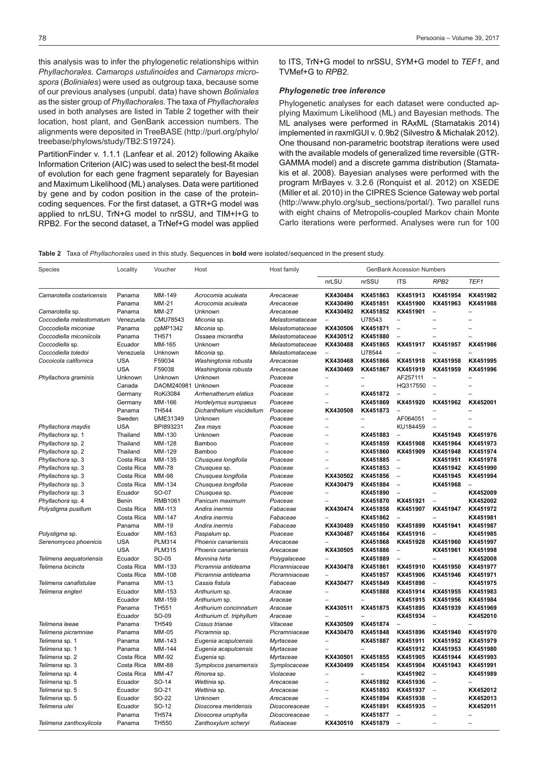this analysis was to infer the phylogenetic relationships within *Phyllachorales*. *Camarops ustulinoides* and *Camarops microspora* (*Boliniales*) were used as outgroup taxa, because some of our previous analyses (unpubl. data) have shown *Boliniales* as the sister group of *Phyllachorales*. The taxa of *Phyllachorales* used in both analyses are listed in Table 2 together with their location, host plant, and GenBank accession numbers. The alignments were deposited in TreeBASE (http://purl.org/phylo/treebase/phylows/study/TB2:S19724).

PartitionFinder v. 1.1.1 (Lanfear et al. 2012) following Akaike Information Criterion (AIC) was used to select the best-fit model of evolution for each gene fragment separately for Bayesian and Maximum Likelihood (ML) analyses. Data were partitioned by gene and by codon position in the case of the protein-coding sequences. For the first dataset, a GTR+G model was applied to nrLSU, TrN+G model to nrSSU, and TIM+I+G to RPB2. For the second dataset, a TrNef+G model was applied to ITS, TrN+G model to nrSSU, SYM+G model to *TEF1*, and TVMef+G to *RPB2*.

### *Phylogenetic tree inference*

Phylogenetic analyses for each dataset were conducted applying Maximum Likelihood (ML) and Bayesian methods. The ML analyses were performed in RAxML (Stamatakis 2014) implemented in raxmlGUI v. 0.9b2 (Silvestro & Michalak 2012). One thousand non-parametric bootstrap iterations were used with the available models of generalized time reversible (GTR-GAMMA model) and a discrete gamma distribution (Stamatakis et al. 2008). Bayesian analyses were performed with the program MrBayes v. 3.2.6 (Ronquist et al. 2012) on XSEDE (Miller et al. 2010) in the CIPRES Science Gateway web portal (http://www.phylo.org/sub_sections/portal/). Two parallel runs with eight chains of Metropolis-coupled Markov chain Monte Carlo iterations were performed. Analyses were run for 100

**Table 2** Taxa of *Phyllachorales* used in this study. Sequences in **bold** were isolated/sequenced in the present study.

| Species | Locality | Voucher | Host | Host family | GenBank Accession Numbers | | | | |
|---|---|---|---|---|---|---|---|---|---|
| | | | | | nrLSU | nrSSU | ITS | *RPB2* | *TEF1* |
| *Camarotella costaricensis* | Panama | MM-149 | *Acrocomia aculeata* | *Arecaceae* | **KX430484** | **KX451863** | **KX451913** | **KX451954** | **KX451982** |
| | Panama | MM-21 | *Acrocomia aculeata* | *Arecaceae* | **KX430490** | **KX451851** | **KX451900** | **KX451963** | **KX451988** |
| *Camarotella* sp. | Panama | MM-27 | Unknown | *Arecaceae* | **KX430492** | **KX451852** | **KX451901** | – | – |
| *Coccodiella melastomatum* | Venezuela | CMU78543 | *Miconia* sp. | *Melastomataceae* | – | U78543 | – | – | – |
| *Coccodiella miconiae* | Panama | ppMP1342 | *Miconia* sp. | *Melastomataceae* | **KX430506** | **KX451871** | – | – | – |
| *Coccodiella miconiicola* | Panama | TH571 | *Ossaea micrantha* | *Melastomataceae* | **KX430512** | **KX451880** | – | – | – |
| *Coccodiella* sp. | Ecuador | MM-165 | Unknown | *Melastomataceae* | **KX430488** | **KX451865** | **KX451917** | **KX451957** | **KX451986** |
| *Coccodiella toledoi* | Venezuela | Unknown | *Miconia* sp. | *Melastomataceae* | – | U78544 | – | – | – |
| *Cocoicola californica* | USA | F59034 | *Washingtonia robusta* | *Arecaceae* | **KX430468** | **KX451866** | **KX451918** | **KX451958** | **KX451995** |
| | USA | F59038 | *Washingtonia robusta* | *Arecaceae* | **KX430469** | **KX451867** | **KX451919** | **KX451959** | **KX451996** |
| *Phyllachora graminis* | Unknown | Unknown | Unknown | *Poaceae* | – | – | AF257111 | – | – |
| | Canada | DAOM240981 | Unknown | *Poaceae* | – | – | HQ317550 | – | – |
| | Germany | RoKi3084 | *Arrhenatherum elatius* | *Poaceae* | – | **KX451872** | – | – | – |
| | Germany | MM-166 | *Hordelymus europaeus* | *Poaceae* | – | **KX451869** | **KX451920** | **KX451962** | **KX452001** |
| | Panama | TH544 | *Dichanthelium viscidellum* | *Poaceae* | **KX430508** | **KX451873** | – | – | – |
| | Sweden | UME31349 | Unknown | *Poaceae* | – | – | AF064051 | – | – |
| *Phyllachora maydis* | USA | BPI893231 | *Zea mays* | *Poaceae* | – | – | KU184459 | – | – |
| *Phyllachora* sp. 1 | Thailand | MM-130 | Unknown | *Poaceae* | – | **KX451883** | – | **KX451949** | **KX451976** |
| *Phyllachora* sp. 2 | Thailand | MM-128 | Bamboo | *Poaceae* | – | **KX451859** | **KX451908** | **KX451964** | **KX451973** |
| *Phyllachora* sp. 2 | Thailand | MM-129 | Bamboo | *Poaceae* | – | **KX451860** | **KX451909** | **KX451948** | **KX451974** |
| *Phyllachora* sp. 3 | Costa Rica | MM-135 | *Chusquea longifolia* | *Poaceae* | – | **KX451885** | – | **KX451951** | **KX451978** |
| *Phyllachora* sp. 3 | Costa Rica | MM-78 | *Chusquea* sp. | *Poaceae* | – | **KX451853** | – | **KX451942** | **KX451990** |
| *Phyllachora* sp. 3 | Costa Rica | MM-98 | *Chusquea longifolia* | *Poaceae* | **KX430502** | **KX451856** | – | **KX451945** | **KX451994** |
| *Phyllachora* sp. 3 | Costa Rica | MM-134 | *Chusquea longifolia* | *Poaceae* | **KX430479** | **KX451884** | – | **KX451968** | – |
| *Phyllachora* sp. 3 | Ecuador | SO-07 | *Chusquea* sp. | *Poaceae* | – | **KX451890** | – | – | **KX452009** |
| *Phyllachora* sp. 4 | Benin | RMB1061 | *Panicum maximum* | *Poaceae* | – | **KX451870** | **KX451921** | – | **KX452002** |
| *Polystigma pusillum* | Costa Rica | MM-113 | *Andira inermis* | *Fabaceae* | **KX430474** | **KX451858** | **KX451907** | **KX451947** | **KX451972** |
| | Costa Rica | MM-147 | *Andira inermis* | *Fabaceae* | – | **KX451862** | – | – | **KX451981** |
| | Panama | MM-19 | *Andira inermis* | *Fabaceae* | **KX430489** | **KX451850** | **KX451899** | **KX451941** | **KX451987** |
| *Polystigma* sp. | Ecuador | MM-163 | *Paspalum* sp. | *Poaceae* | **KX430487** | **KX451864** | **KX451916** | – | **KX451985** |
| *Serenomyces phoenicis* | USA | PLM314 | *Phoenix canariensis* | *Arecaceae* | – | **KX451868** | **KX451928** | **KX451960** | **KX451997** |
| | USA | PLM315 | *Phoenix canariensis* | *Arecaceae* | **KX430505** | **KX451886** | – | **KX451961** | **KX451998** |
| *Telimena aequatoriensis* | Ecuador | SO-05 | *Monnina hirta* | *Polygalaceae* | – | **KX451889** | – | – | **KX452008** |
| *Telimena bicincta* | Costa Rica | MM-133 | *Picramnia antidesma* | *Picramniaceae* | **KX430478** | **KX451861** | **KX451910** | **KX451950** | **KX451977** |
| | Costa Rica | MM-108 | *Picramnia antidesma* | *Picramniaceae* | – | **KX451857** | **KX451906** | **KX451946** | **KX451971** |
| *Telimena canafistulae* | Panama | MM-13 | *Cassia fistula* | *Fabaceae* | **KX430477** | **KX451849** | **KX451898** | – | **KX451975** |
| *Telimena engleri* | Ecuador | MM-153 | *Anthurium* sp. | *Araceae* | – | **KX451888** | **KX451914** | **KX451955** | **KX451983** |
| | Ecuador | MM-159 | *Anthurium* sp. | *Araceae* | – | – | **KX451915** | **KX451956** | **KX451984** |
| | Panama | TH551 | *Anthurium concinnatum* | *Araceae* | **KX430511** | **KX451875** | **KX451895** | **KX451939** | **KX451969** |
| | Ecuador | SO-09 | *Anthurium* cf. *triphyllum* | *Araceae* | – | – | **KX451934** | – | **KX452010** |
| *Telimena leeae* | Panama | TH549 | *Cissus trianae* | *Vitaceae* | **KX430509** | **KX451874** | – | – | – |
| *Telimena picramniae* | Panama | MM-05 | *Picramnia* sp. | *Picramniaceae* | **KX430470** | **KX451848** | **KX451896** | **KX451940** | **KX451970** |
| *Telimena* sp. 1 | Panama | MM-143 | *Eugenia acapulcensis* | *Myrtaceae* | – | **KX451887** | **KX451911** | **KX451952** | **KX451979** |
| *Telimena* sp. 1 | Panama | MM-144 | *Eugenia acapulcensis* | *Myrtaceae* | – | – | **KX451912** | **KX451953** | **KX451980** |
| *Telimena* sp. 2 | Costa Rica | MM-92 | *Eugenia* sp. | *Myrtaceae* | **KX430501** | **KX451855** | **KX451905** | **KX451944** | **KX451993** |
| *Telimena* sp. 3 | Costa Rica | MM-88 | *Symplocos panamensis* | *Symplocaceae* | **KX430499** | **KX451854** | **KX451904** | **KX451943** | **KX451991** |
| *Telimena* sp. 4 | Costa Rica | MM-47 | *Rinorea* sp. | *Violaceae* | – | – | **KX451902** | – | **KX451989** |
| *Telimena* sp. 5 | Ecuador | SO-14 | *Wettinia* sp. | *Arecaceae* | – | **KX451892** | **KX451936** | – | – |
| *Telimena* sp. 5 | Ecuador | SO-21 | *Wettinia* sp. | *Arecaceae* | – | **KX451893** | **KX451937** | – | **KX452012** |
| *Telimena* sp. 5 | Ecuador | SO-22 | Unknown | *Arecaceae* | – | **KX451894** | **KX451938** | – | **KX452013** |
| *Telimena ulei* | Ecuador | SO-12 | *Dioscorea meridensis* | *Dioscoreaceae* | – | **KX451891** | **KX451935** | – | **KX452011** |
| | Panama | TH574 | *Dioscorea urophylla* | *Dioscoreaceae* | – | **KX451877** | – | – | – |
| *Telimena zanthoxylicola* | Panama | TH550 | *Zanthoxylum scheryi* | *Rutiaceae* | **KX430510** | **KX451879** | – | – | – |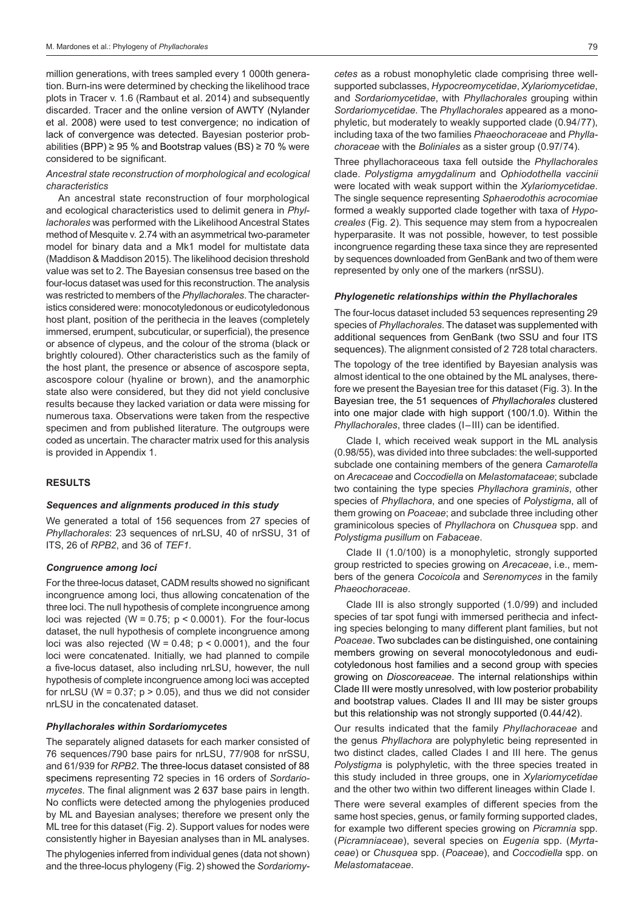million generations, with trees sampled every 1 000th generation. Burn-ins were determined by checking the likelihood trace plots in Tracer v. 1.6 (Rambaut et al. 2014) and subsequently discarded. Tracer and the online version of AWTY (Nylander et al. 2008) were used to test convergence; no indication of lack of convergence was detected. Bayesian posterior probabilities (BPP) ≥ 95 % and Bootstrap values (BS) ≥ 70 % were considered to be significant.

*Ancestral state reconstruction of morphological and ecological characteristics*

An ancestral state reconstruction of four morphological and ecological characteristics used to delimit genera in *Phyllachorales* was performed with the Likelihood Ancestral States method of Mesquite v. 2.74 with an asymmetrical two-parameter model for binary data and a Mk1 model for multistate data (Maddison & Maddison 2015). The likelihood decision threshold value was set to 2. The Bayesian consensus tree based on the four-locus dataset was used for this reconstruction. The analysis was restricted to members of the *Phyllachorales*. The characteristics considered were: monocotyledonous or eudicotyledonous host plant, position of the perithecia in the leaves (completely immersed, erumpent, subcuticular, or superficial), the presence or absence of clypeus, and the colour of the stroma (black or brightly coloured). Other characteristics such as the family of the host plant, the presence or absence of ascospore septa, ascospore colour (hyaline or brown), and the anamorphic state also were considered, but they did not yield conclusive results because they lacked variation or data were missing for numerous taxa. Observations were taken from the respective specimen and from published literature. The outgroups were coded as uncertain. The character matrix used for this analysis is provided in Appendix 1.

## RESULTS

### *Sequences and alignments produced in this study*

We generated a total of 156 sequences from 27 species of *Phyllachorales*: 23 sequences of nrLSU, 40 of nrSSU, 31 of ITS, 26 of *RPB2*, and 36 of *TEF1*.

### *Congruence among loci*

For the three-locus dataset, CADM results showed no significant incongruence among loci, thus allowing concatenation of the three loci. The null hypothesis of complete incongruence among loci was rejected ($W = 0.75$; $p < 0.0001$). For the four-locus dataset, the null hypothesis of complete incongruence among loci was also rejected ($W = 0.48$; $p < 0.0001$), and the four loci were concatenated. Initially, we had planned to compile a five-locus dataset, also including nrLSU, however, the null hypothesis of complete incongruence among loci was accepted for nrLSU ($W = 0.37$; $p > 0.05$), and thus we did not consider nrLSU in the concatenated dataset.

### *Phyllachorales within Sordariomycetes*

The separately aligned datasets for each marker consisted of 76 sequences/790 base pairs for nrLSU, 77/908 for nrSSU, and 61/939 for *RPB2*. The three-locus dataset consisted of 88 specimens representing 72 species in 16 orders of *Sordariomycetes*. The final alignment was 2 637 base pairs in length. No conflicts were detected among the phylogenies produced by ML and Bayesian analyses; therefore we present only the ML tree for this dataset (Fig. 2). Support values for nodes were consistently higher in Bayesian analyses than in ML analyses.

The phylogenies inferred from individual genes (data not shown) and the three-locus phylogeny (Fig. 2) showed the *Sordariomycetes* as a robust monophyletic clade comprising three well-supported subclasses, *Hypocreomycetidae*, *Xylariomycetidae*, and *Sordariomycetidae*, with *Phyllachorales* grouping within *Sordariomycetidae*. The *Phyllachorales* appeared as a monophyletic, but moderately to weakly supported clade (0.94/77), including taxa of the two families *Phaeochoraceae* and *Phyllachoraceae* with the *Boliniales* as a sister group (0.97/74).

Three phyllachoraceous taxa fell outside the *Phyllachorales* clade. *Polystigma amygdalinum* and *Ophiodothella vaccinii* were located with weak support within the *Xylariomycetidae*. The single sequence representing *Sphaerodothis acrocomiae* formed a weakly supported clade together with taxa of *Hypocreales* (Fig. 2). This sequence may stem from a hypocrealen hyperparasite. It was not possible, however, to test possible incongruence regarding these taxa since they are represented by sequences downloaded from GenBank and two of them were represented by only one of the markers (nrSSU).

### *Phylogenetic relationships within the Phyllachorales*

The four-locus dataset included 53 sequences representing 29 species of *Phyllachorales*. The dataset was supplemented with additional sequences from GenBank (two SSU and four ITS sequences). The alignment consisted of 2 728 total characters.

The topology of the tree identified by Bayesian analysis was almost identical to the one obtained by the ML analyses, therefore we present the Bayesian tree for this dataset (Fig. 3). In the Bayesian tree, the 51 sequences of *Phyllachorales* clustered into one major clade with high support (100/1.0). Within the *Phyllachorales*, three clades (I–III) can be identified.

Clade I, which received weak support in the ML analysis (0.98/55), was divided into three subclades: the well-supported subclade one containing members of the genera *Camarotella* on *Arecaceae* and *Coccodiella* on *Melastomataceae*; subclade two containing the type species *Phyllachora graminis*, other species of *Phyllachora*, and one species of *Polystigma*, all of them growing on *Poaceae*; and subclade three including other graminicolous species of *Phyllachora* on *Chusquea* spp. and *Polystigma pusillum* on *Fabaceae*.

Clade II (1.0/100) is a monophyletic, strongly supported group restricted to species growing on *Arecaceae*, i.e., members of the genera *Cocoicola* and *Serenomyces* in the family *Phaeochoraceae*.

Clade III is also strongly supported (1.0/99) and included species of tar spot fungi with immersed perithecia and infecting species belonging to many different plant families, but not *Poaceae*. Two subclades can be distinguished, one containing members growing on several monocotyledonous and eudicotyledonous host families and a second group with species growing on *Dioscoreaceae*. The internal relationships within Clade III were mostly unresolved, with low posterior probability and bootstrap values. Clades II and III may be sister groups but this relationship was not strongly supported (0.44/42).

Our results indicated that the family *Phyllachoraceae* and the genus *Phyllachora* are polyphyletic being represented in two distinct clades, called Clades I and III here. The genus *Polystigma* is polyphyletic, with the three species treated in this study included in three groups, one in *Xylariomycetidae* and the other two within two different lineages within Clade I.

There were several examples of different species from the same host species, genus, or family forming supported clades, for example two different species growing on *Picramnia* spp. (*Picramniaceae*), several species on *Eugenia* spp. (*Myrtaceae*) or *Chusquea* spp. (*Poaceae*), and *Coccodiella* spp. on *Melastomataceae*.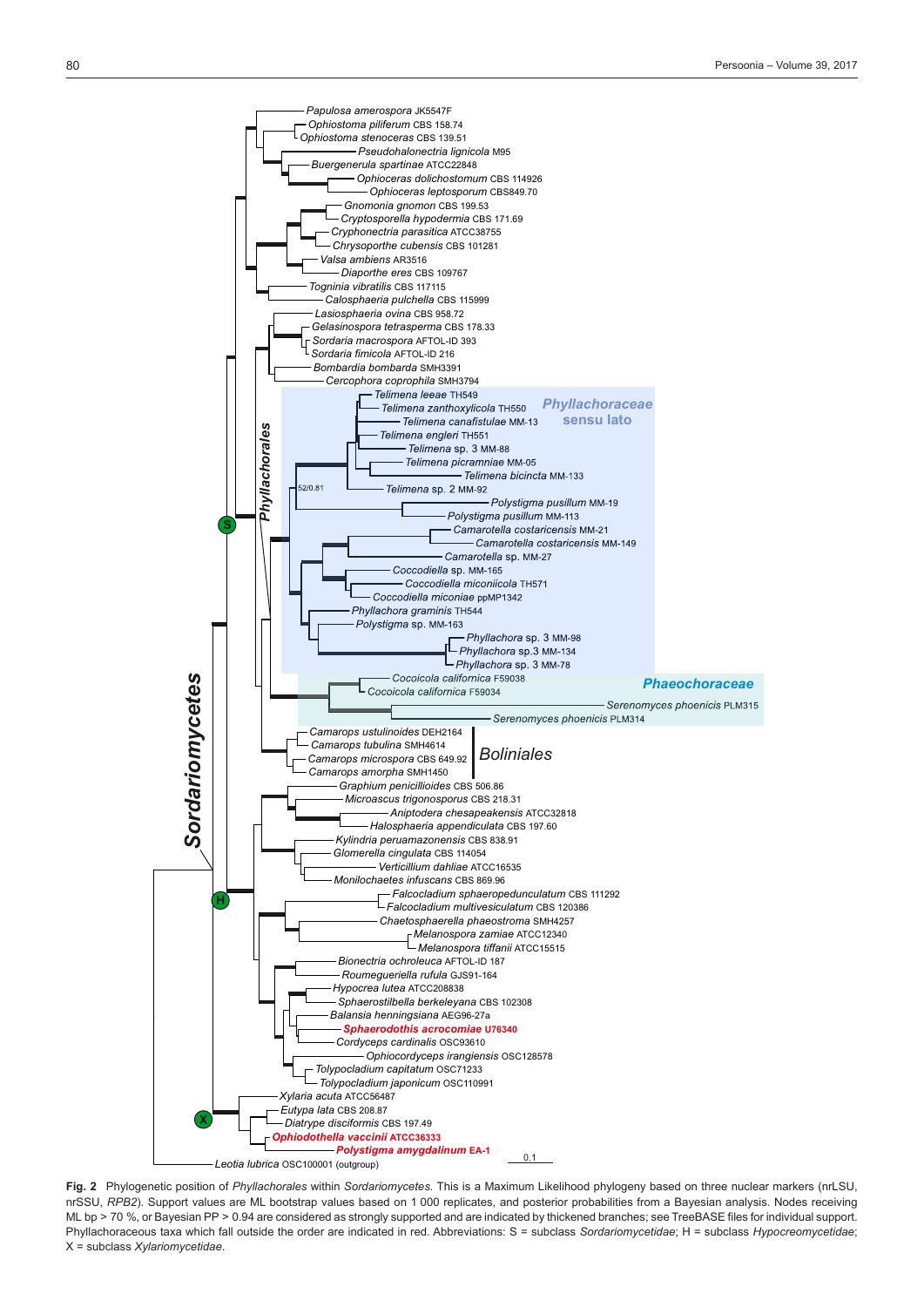**Fig. 2** Phylogenetic position of *Phyllachorales* within *Sordariomycetes*. This is a Maximum Likelihood phylogeny based on three nuclear markers (nrLSU, nrSSU, *RPB2*). Support values are ML bootstrap values based on 1 000 replicates, and posterior probabilities from a Bayesian analysis. Nodes receiving ML bp > 70 %, or Bayesian PP > 0.94 are considered as strongly supported and are indicated by thickened branches; see TreeBASE files for individual support. Phyllachoraceous taxa which fall outside the order are indicated in red. Abbreviations: S = subclass *Sordariomycetidae*; H = subclass *Hypocreomycetidae*; X = subclass *Xylariomycetidae*.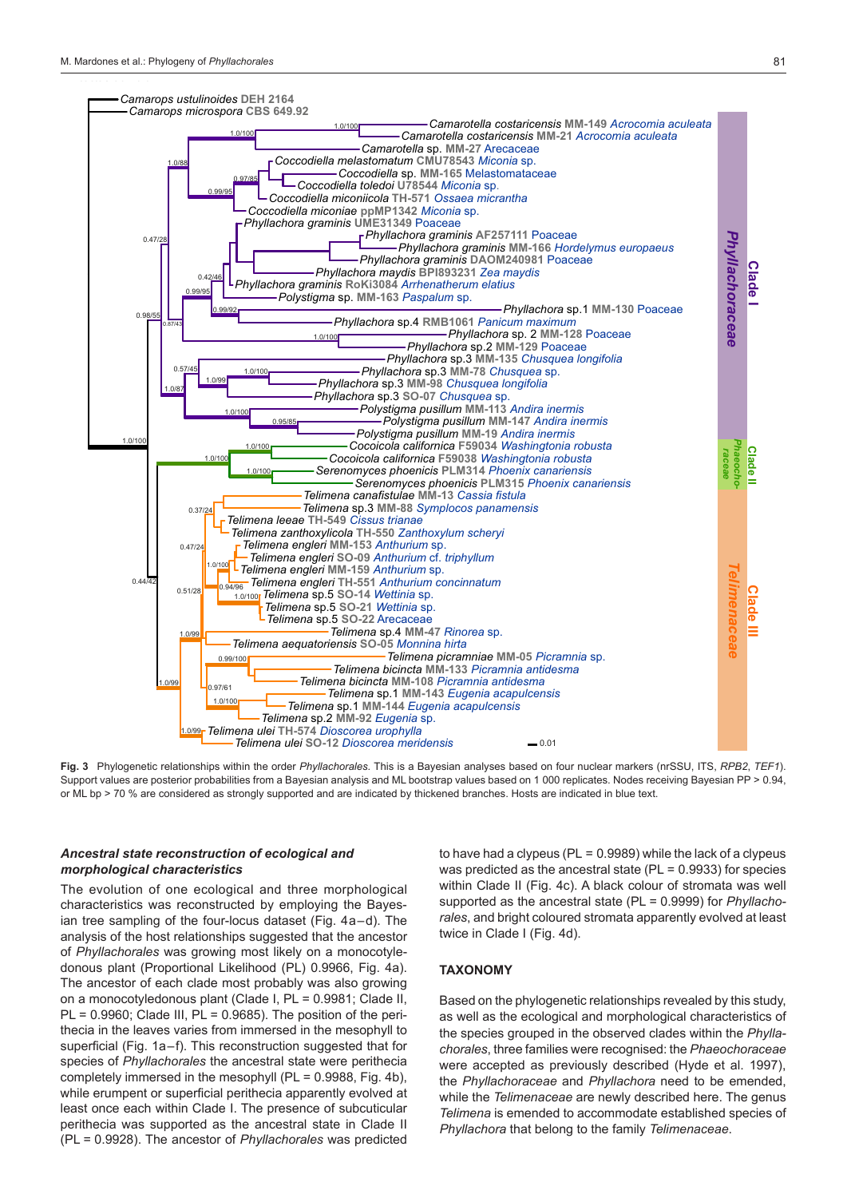**Fig. 3** Phylogenetic relationships within the order *Phyllachorales*. This is a Bayesian analyses based on four nuclear markers (nrSSU, ITS, *RPB2*, *TEF1*). Support values are posterior probabilities from a Bayesian analysis and ML bootstrap values based on 1 000 replicates. Nodes receiving Bayesian PP > 0.94, or ML bp > 70 % are considered as strongly supported and are indicated by thickened branches. Hosts are indicated in blue text.

### *Ancestral state reconstruction of ecological and morphological characteristics*

The evolution of one ecological and three morphological characteristics was reconstructed by employing the Bayesian tree sampling of the four-locus dataset (Fig. 4a–d). The analysis of the host relationships suggested that the ancestor of *Phyllachorales* was growing most likely on a monocotyledonous plant (Proportional Likelihood (PL) 0.9966, Fig. 4a). The ancestor of each clade most probably was also growing on a monocotyledonous plant (Clade I, PL = 0.9981; Clade II, PL = 0.9960; Clade III, PL = 0.9685). The position of the perithecia in the leaves varies from immersed in the mesophyll to superficial (Fig. 1a–f). This reconstruction suggested that for species of *Phyllachorales* the ancestral state were perithecia completely immersed in the mesophyll (PL = 0.9988, Fig. 4b), while erumpent or superficial perithecia apparently evolved at least once each within Clade I. The presence of subcuticular perithecia was supported as the ancestral state in Clade II (PL = 0.9928). The ancestor of *Phyllachorales* was predicted to have had a clypeus (PL = 0.9989) while the lack of a clypeus was predicted as the ancestral state (PL = 0.9933) for species within Clade II (Fig. 4c). A black colour of stromata was well supported as the ancestral state (PL = 0.9999) for *Phyllachorales*, and bright coloured stromata apparently evolved at least twice in Clade I (Fig. 4d).

## TAXONOMY

Based on the phylogenetic relationships revealed by this study, as well as the ecological and morphological characteristics of the species grouped in the observed clades within the *Phyllachorales*, three families were recognised: the *Phaeochoraceae* were accepted as previously described (Hyde et al. 1997), the *Phyllachoraceae* and *Phyllachora* need to be emended, while the *Telimenaceae* are newly described here. The genus *Telimena* is emended to accommodate established species of *Phyllachora* that belong to the family *Telimenaceae*.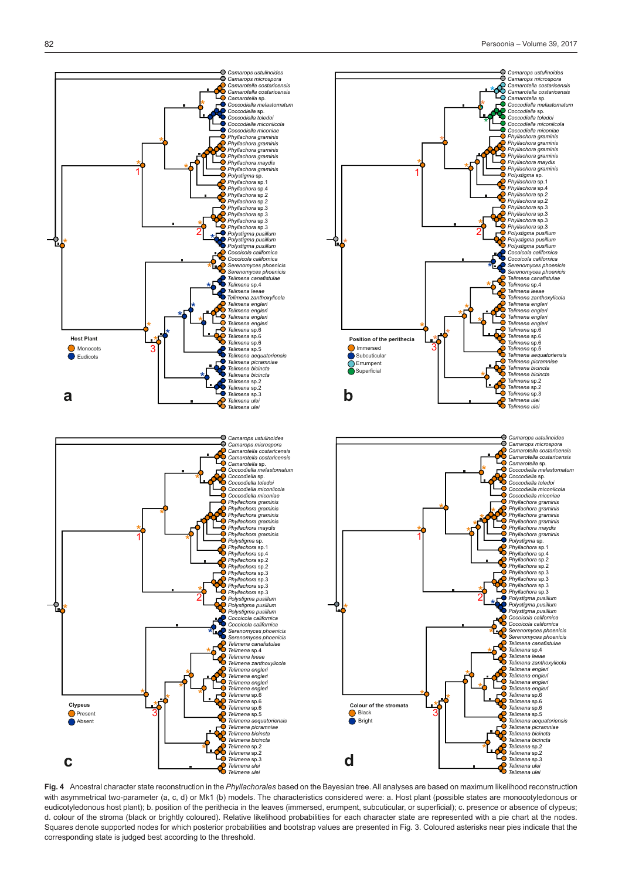**Fig. 4** Ancestral character state reconstruction in the *Phyllachorales* based on the Bayesian tree. All analyses are based on maximum likelihood reconstruction with asymmetrical two-parameter (a, c, d) or Mk1 (b) models. The characteristics considered were: a. Host plant (possible states are monocotyledonous or eudicotyledonous host plant); b. position of the perithecia in the leaves (immersed, erumpent, subcuticular, or superficial); c. presence or absence of clypeus; d. colour of the stroma (black or brightly coloured). Relative likelihood probabilities for each character state are represented with a pie chart at the nodes. Squares denote supported nodes for which posterior probabilities and bootstrap values are presented in Fig. 3. Coloured asterisks near pies indicate that the corresponding state is judged best according to the threshold.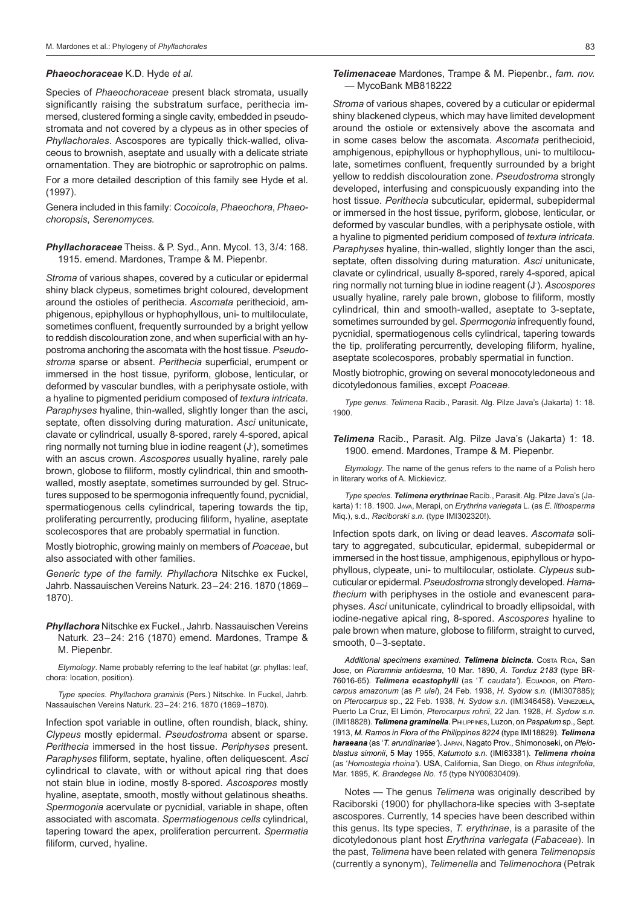***Phaeochoraceae*** K.D. Hyde *et al.*

Species of *Phaeochoraceae* present black stromata, usually significantly raising the substratum surface, perithecia immersed, clustered forming a single cavity, embedded in pseudostromata and not covered by a clypeus as in other species of *Phyllachorales*. Ascospores are typically thick-walled, olivaceous to brownish, aseptate and usually with a delicate striate ornamentation. They are biotrophic or saprotrophic on palms.

For a more detailed description of this family see Hyde et al. (1997).

Genera included in this family: *Cocoicola*, *Phaeochora*, *Phaeochoropsis*, *Serenomyces*.

***Phyllachoraceae*** Theiss. & P. Syd., Ann. Mycol. 13, 3/4: 168. 1915. emend. Mardones, Trampe & M. Piepenbr.

*Stroma* of various shapes, covered by a cuticular or epidermal shiny black clypeus, sometimes bright coloured, development around the ostioles of perithecia. *Ascomata* perithecioid, amphigenous, epiphyllous or hyphophyllous, uni- to multiloculate, sometimes confluent, frequently surrounded by a bright yellow to reddish discolouration zone, and when superficial with an hypostroma anchoring the ascomata with the host tissue. *Pseudostroma* sparse or absent. *Perithecia* superficial, erumpent or immersed in the host tissue, pyriform, globose, lenticular, or deformed by vascular bundles, with a periphysate ostiole, with a hyaline to pigmented peridium composed of *textura intricata*. *Paraphyses* hyaline, thin-walled, slightly longer than the asci, septate, often dissolving during maturation. *Asci* unitunicate, clavate or cylindrical, usually 8-spored, rarely 4-spored, apical ring normally not turning blue in iodine reagent (J-), sometimes with an ascus crown. *Ascospores* usually hyaline, rarely pale brown, globose to filiform, mostly cylindrical, thin and smooth-walled, mostly aseptate, sometimes surrounded by gel. Structures supposed to be spermogonia infrequently found, pycnidial, spermatiogenous cells cylindrical, tapering towards the tip, proliferating percurrently, producing filiform, hyaline, aseptate scolecospores that are probably spermatial in function.

Mostly biotrophic, growing mainly on members of *Poaceae*, but also associated with other families.

*Generic type of the family*. *Phyllachora* Nitschke ex Fuckel, Jahrb. Nassauischen Vereins Naturk. 23–24: 216. 1870 (1869–1870).

***Phyllachora*** Nitschke ex Fuckel., Jahrb. Nassauischen Vereins Naturk. 23–24: 216 (1870) emend. Mardones, Trampe & M. Piepenbr.

*Etymology*. Name probably referring to the leaf habitat (*gr.* phyllas: leaf, chora: location, position).

*Type species*. *Phyllachora graminis* (Pers.) Nitschke. In Fuckel, Jahrb. Nassauischen Vereins Naturk. 23–24: 216. 1870 (1869–1870).

Infection spot variable in outline, often roundish, black, shiny. *Clypeus* mostly epidermal. *Pseudostroma* absent or sparse. *Perithecia* immersed in the host tissue. *Periphyses* present. *Paraphyses* filiform, septate, hyaline, often deliquescent. *Asci* cylindrical to clavate, with or without apical ring that does not stain blue in iodine, mostly 8-spored. *Ascospores* mostly hyaline, aseptate, smooth, mostly without gelatinous sheaths. *Spermogonia* acervulate or pycnidial, variable in shape, often associated with ascomata. *Spermatiogenous cells* cylindrical, tapering toward the apex, proliferation percurrent. *Spermatia* filiform, curved, hyaline.

***Telimenaceae*** Mardones, Trampe & M. Piepenbr., *fam. nov.* — MycoBank MB818222

*Stroma* of various shapes, covered by a cuticular or epidermal shiny blackened clypeus, which may have limited development around the ostiole or extensively above the ascomata and in some cases below the ascomata. *Ascomata* perithecioid, amphigenous, epiphyllous or hyphophyllous, uni- to multiloculate, sometimes confluent, frequently surrounded by a bright yellow to reddish discolouration zone. *Pseudostroma* strongly developed, interfusing and conspicuously expanding into the host tissue. *Perithecia* subcuticular, epidermal, subepidermal or immersed in the host tissue, pyriform, globose, lenticular, or deformed by vascular bundles, with a periphysate ostiole, with a hyaline to pigmented peridium composed of *textura intricata*. *Paraphyses* hyaline, thin-walled, slightly longer than the asci, septate, often dissolving during maturation. *Asci* unitunicate, clavate or cylindrical, usually 8-spored, rarely 4-spored, apical ring normally not turning blue in iodine reagent (J-). *Ascospores* usually hyaline, rarely pale brown, globose to filiform, mostly cylindrical, thin and smooth-walled, aseptate to 3-septate, sometimes surrounded by gel. *Spermogonia* infrequently found, pycnidial, spermatiogenous cells cylindrical, tapering towards the tip, proliferating percurrently, developing filiform, hyaline, aseptate scolecospores, probably spermatial in function.

Mostly biotrophic, growing on several monocotyledoneous and dicotyledonous families, except *Poaceae*.

*Type genus*. *Telimena* Racib., Parasit. Alg. Pilze Java's (Jakarta) 1: 18. 1900.

***Telimena*** Racib., Parasit. Alg. Pilze Java's (Jakarta) 1: 18. 1900. emend. Mardones, Trampe & M. Piepenbr.

*Etymology*. The name of the genus refers to the name of a Polish hero in literary works of A. Mickievicz.

*Type species*. ***Telimena erythrinae*** Racib., Parasit. Alg. Pilze Java's (Jakarta) 1: 18. 1900. Java, Merapi, on *Erythrina variegata* L. (as *E. lithosperma* Miq.), s.d., *Raciborski s.n.* (type IMI302320!).

Infection spots dark, on living or dead leaves. *Ascomata* solitary to aggregated, subcuticular, epidermal, subepidermal or immersed in the host tissue, amphigenous, epiphyllous or hypophyllous, clypeate, uni- to multilocular, ostiolate. *Clypeus* subcuticular or epidermal. *Pseudostroma* strongly developed. *Hamathecium* with periphyses in the ostiole and evanescent paraphyses. *Asci* unitunicate, cylindrical to broadly ellipsoidal, with iodine-negative apical ring, 8-spored. *Ascospores* hyaline to pale brown when mature, globose to filiform, straight to curved, smooth, 0–3-septate.

*Additional specimens examined*. ***Telimena bicincta***. Costa Rica, San Jose, on *Picramnia antidesma*, 10 Mar. 1890, *A. Tonduz 2183* (type BR-76016-65). ***Telimena ecastophylli*** (as '*T. caudata*'). Ecuador, on *Pterocarpus amazonum* (as *P. ulei*), 24 Feb. 1938, *H. Sydow s.n.* (IMI307885); on *Pterocarpus* sp., 22 Feb. 1938, *H. Sydow s.n.* (IMI346458). Venezuela, Puerto La Cruz, El Limón, *Pterocarpus rohrii*, 22 Jan. 1928, *H. Sydow s.n.* (IMI18828). ***Telimena graminella***. Philippines, Luzon, on *Paspalum* sp., Sept. 1913, *M. Ramos in Flora of the Philippines 8224* (type IMI18829). ***Telimena haraeana*** (as '*T. arundinariae*'). Japan, Nagato Prov., Shimonoseki, on *Pleioblastus simonii*, 5 May 1955, *Katumoto s.n.* (IMI63381). ***Telimena rhoina*** (as '*Homostegia rhoina*'). USA, California, San Diego, on *Rhus integrifolia*, Mar. 1895, *K. Brandegee No. 15* (type NY00830409).

Notes — The genus *Telimena* was originally described by Raciborski (1900) for phyllachora-like species with 3-septate ascospores. Currently, 14 species have been described within this genus. Its type species, *T. erythrinae*, is a parasite of the dicotyledonous plant host *Erythrina variegata* (*Fabaceae*). In the past, *Telimena* have been related with genera *Telimenopsis* (currently a synonym), *Telimenella* and *Telimenochora* (Petrak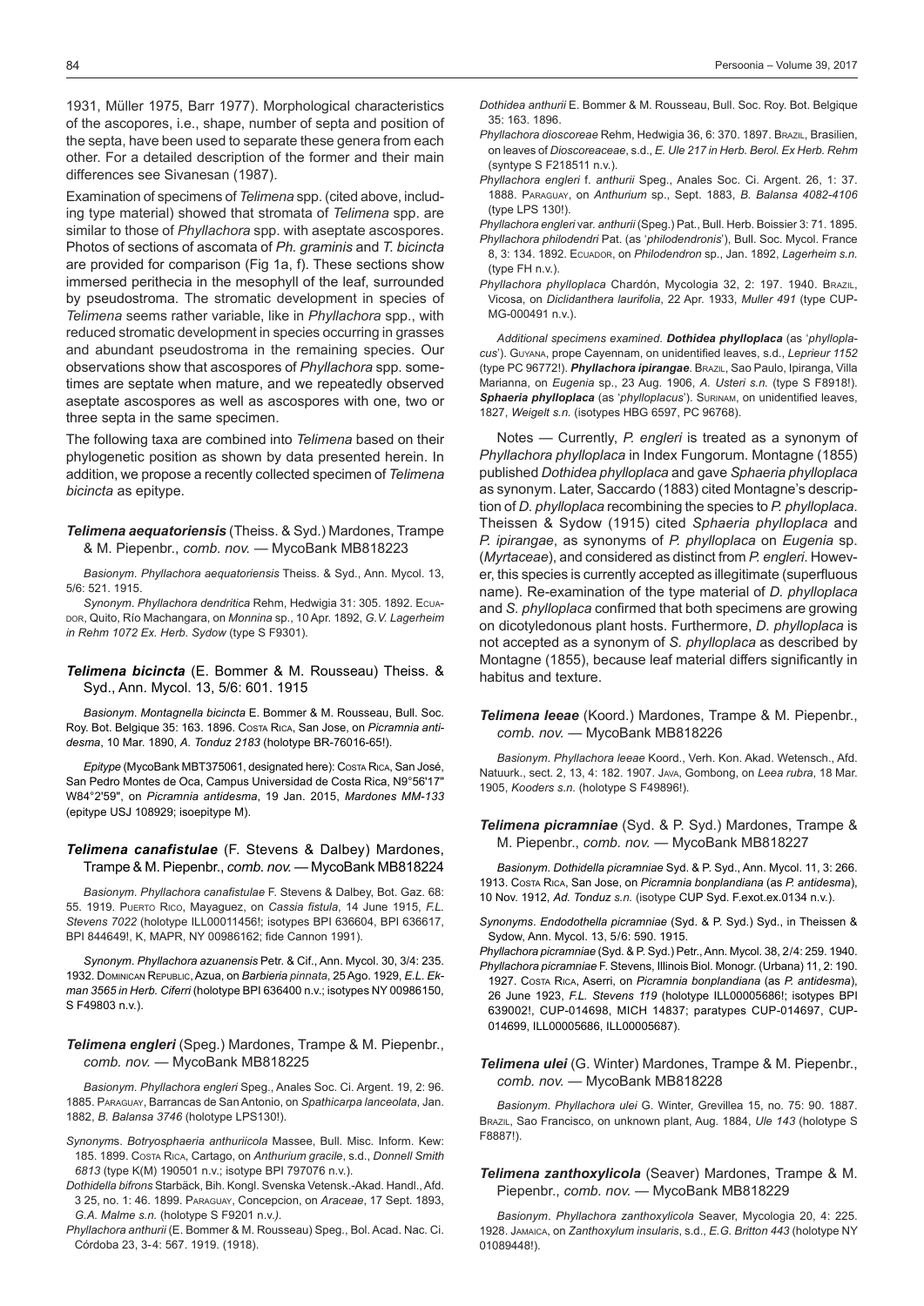1931, Müller 1975, Barr 1977). Morphological characteristics of the ascopores, i.e., shape, number of septa and position of the septa, have been used to separate these genera from each other. For a detailed description of the former and their main differences see Sivanesan (1987).

Examination of specimens of *Telimena* spp. (cited above, including type material) showed that stromata of *Telimena* spp. are similar to those of *Phyllachora* spp. with aseptate ascospores. Photos of sections of ascomata of *Ph. graminis* and *T. bicincta* are provided for comparison (Fig 1a, f). These sections show immersed perithecia in the mesophyll of the leaf, surrounded by pseudostroma. The stromatic development in species of *Telimena* seems rather variable, like in *Phyllachora* spp., with reduced stromatic development in species occurring in grasses and abundant pseudostroma in the remaining species. Our observations show that ascospores of *Phyllachora* spp. sometimes are septate when mature, and we repeatedly observed aseptate ascospores as well as ascospores with one, two or three septa in the same specimen.

The following taxa are combined into *Telimena* based on their phylogenetic position as shown by data presented herein. In addition, we propose a recently collected specimen of *Telimena bicincta* as epitype.

### *Telimena aequatoriensis* (Theiss. & Syd.) Mardones, Trampe & M. Piepenbr., *comb. nov.* — MycoBank MB818223

*Basionym*. *Phyllachora aequatoriensis* Theiss. & Syd., Ann. Mycol. 13, 5/6: 521. 1915.

*Synonym*. *Phyllachora dendritica* Rehm, Hedwigia 31: 305. 1892. Ecuador, Quito, Río Machangara, on *Monnina* sp., 10 Apr. 1892, *G.V. Lagerheim in Rehm 1072 Ex. Herb. Sydow* (type S F9301).

### *Telimena bicincta* (E. Bommer & M. Rousseau) Theiss. & Syd., Ann. Mycol. 13, 5/6: 601. 1915

*Basionym*. *Montagnella bicincta* E. Bommer & M. Rousseau, Bull. Soc. Roy. Bot. Belgique 35: 163. 1896. Costa Rica, San Jose, on *Picramnia antidesma*, 10 Mar. 1890, *A. Tonduz 2183* (holotype BR-76016-65!).

*Epitype* (MycoBank MBT375061, designated here): Costa Rica, San José, San Pedro Montes de Oca, Campus Universidad de Costa Rica, N9°56'17" W84°2'59", on *Picramnia antidesma*, 19 Jan. 2015, *Mardones MM-133* (epitype USJ 108929; isoepitype M).

### *Telimena canafistulae* (F. Stevens & Dalbey) Mardones, Trampe & M. Piepenbr., *comb. nov.* — MycoBank MB818224

*Basionym*. *Phyllachora canafistulae* F. Stevens & Dalbey, Bot. Gaz. 68: 55. 1919. Puerto Rico, Mayaguez, on *Cassia fistula*, 14 June 1915, *F.L. Stevens 7022* (holotype ILL00011456!; isotypes BPI 636604, BPI 636617, BPI 844649!, K, MAPR, NY 00986162; fide Cannon 1991).

*Synonym*. *Phyllachora azuanensis* Petr. & Cif., Ann. Mycol. 30, 3/4: 235. 1932. Dominican Republic, Azua, on *Barbieria pinnata*, 25 Ago. 1929, *E.L. Ekman 3565 in Herb. Ciferri* (holotype BPI 636400 n.v.; isotypes NY 00986150, S F49803 n.v.).

### *Telimena engleri* (Speg.) Mardones, Trampe & M. Piepenbr., *comb. nov.* — MycoBank MB818225

*Basionym*. *Phyllachora engleri* Speg., Anales Soc. Ci. Argent. 19, 2: 96. 1885. Paraguay, Barrancas de San Antonio, on *Spathicarpa lanceolata*, Jan. 1882, *B. Balansa 3746* (holotype LPS130!).

*Synonyms*. *Botryosphaeria anthuriicola* Massee, Bull. Misc. Inform. Kew: 185. 1899. Costa Rica, Cartago, on *Anthurium gracile*, s.d., *Donnell Smith 6813* (type K(M) 190501 n.v.; isotype BPI 797076 n.v.).

*Dothidella bifrons* Starbäck, Bih. Kongl. Svenska Vetensk.-Akad. Handl., Afd. 3 25, no. 1: 46. 1899. Paraguay, Concepcion, on *Araceae*, 17 Sept. 1893, *G.A. Malme s.n.* (holotype S F9201 n.v.).

*Phyllachora anthurii* (E. Bommer & M. Rousseau) Speg., Bol. Acad. Nac. Ci. Córdoba 23, 3-4: 567. 1919. (1918).

*Dothidea anthurii* E. Bommer & M. Rousseau, Bull. Soc. Roy. Bot. Belgique 35: 163. 1896.

*Phyllachora dioscoreae* Rehm, Hedwigia 36, 6: 370. 1897. Brazil, Brasilien, on leaves of *Dioscoreaceae*, s.d., *E. Ule 217 in Herb. Berol. Ex Herb. Rehm* (syntype S F218511 n.v.).

*Phyllachora engleri* f. *anthurii* Speg., Anales Soc. Ci. Argent. 26, 1: 37. 1888. Paraguay, on *Anthurium* sp., Sept. 1883, *B. Balansa 4082-4106* (type LPS 130!).

*Phyllachora engleri* var. *anthurii* (Speg.) Pat., Bull. Herb. Boissier 3: 71. 1895.

*Phyllachora philodendri* Pat. (as '*philodendronis*'), Bull. Soc. Mycol. France 8, 3: 134. 1892. Ecuador, on *Philodendron* sp., Jan. 1892, *Lagerheim s.n.* (type FH n.v.).

*Phyllachora phylloplaca* Chardón, Mycologia 32, 2: 197. 1940. Brazil, Vicosa, on *Diclidanthera laurifolia*, 22 Apr. 1933, *Muller 491* (type CUP-MG-000491 n.v.).

*Additional specimens examined*. ***Dothidea phylloplaca*** (as '*phylloplacus*'). Guyana, prope Cayennam, on unidentified leaves, s.d., *Leprieur 1152* (type PC 96772!). ***Phyllachora ipirangae***. Brazil, Sao Paulo, Ipiranga, Villa Marianna, on *Eugenia* sp., 23 Aug. 1906, *A. Usteri s.n.* (type S F8918!). ***Sphaeria phylloplaca*** (as '*phylloplacus*'). Surinam, on unidentified leaves, 1827, *Weigelt s.n.* (isotypes HBG 6597, PC 96768).

Notes — Currently, *P. engleri* is treated as a synonym of *Phyllachora phylloplaca* in Index Fungorum. Montagne (1855) published *Dothidea phylloplaca* and gave *Sphaeria phylloplaca* as synonym. Later, Saccardo (1883) cited Montagne's description of *D. phylloplaca* recombining the species to *P. phylloplaca*. Theissen & Sydow (1915) cited *Sphaeria phylloplaca* and *P. ipirangae*, as synonyms of *P. phylloplaca* on *Eugenia* sp. (*Myrtaceae*), and considered as distinct from *P. engleri*. However, this species is currently accepted as illegitimate (superfluous name). Re-examination of the type material of *D. phylloplaca* and *S. phylloplaca* confirmed that both specimens are growing on dicotyledonous plant hosts. Furthermore, *D. phylloplaca* is not accepted as a synonym of *S. phylloplaca* as described by Montagne (1855), because leaf material differs significantly in habitus and texture.

### *Telimena leeae* (Koord.) Mardones, Trampe & M. Piepenbr., *comb. nov.* — MycoBank MB818226

*Basionym*. *Phyllachora leeae* Koord., Verh. Kon. Akad. Wetensch., Afd. Natuurk., sect. 2, 13, 4: 182. 1907. Java, Gombong, on *Leea rubra*, 18 Mar. 1905, *Kooders s.n.* (holotype S F49896!).

### *Telimena picramniae* (Syd. & P. Syd.) Mardones, Trampe & M. Piepenbr., *comb. nov.* — MycoBank MB818227

*Basionym*. *Dothidella picramniae* Syd. & P. Syd., Ann. Mycol. 11, 3: 266. 1913. Costa Rica, San Jose, on *Picramnia bonplandiana* (as *P. antidesma*), 10 Nov. 1912, *Ad. Tonduz s.n.* (isotype CUP Syd. F.exot.ex.0134 n.v.).

*Synonyms*. *Endodothella picramniae* (Syd. & P. Syd.) Syd., in Theissen & Sydow, Ann. Mycol. 13, 5/6: 590. 1915.

*Phyllachora picramniae* (Syd. & P. Syd.) Petr., Ann. Mycol. 38, 2/4: 259. 1940.

*Phyllachora picramniae* F. Stevens, Illinois Biol. Monogr. (Urbana) 11, 2: 190. 1927. Costa Rica, Aserri, on *Picramnia bonplandiana* (as *P. antidesma*), 26 June 1923, *F.L. Stevens 119* (holotype ILL00005686!; isotypes BPI 639002!, CUP-014698, MICH 14837; paratypes CUP-014697, CUP-014699, ILL00005686, ILL00005687).

### *Telimena ulei* (G. Winter) Mardones, Trampe & M. Piepenbr., *comb. nov.* — MycoBank MB818228

*Basionym*. *Phyllachora ulei* G. Winter, Grevillea 15, no. 75: 90. 1887. Brazil, Sao Francisco, on unknown plant, Aug. 1884, *Ule 143* (holotype S F8887!).

### *Telimena zanthoxylicola* (Seaver) Mardones, Trampe & M. Piepenbr., *comb. nov.* — MycoBank MB818229

*Basionym*. *Phyllachora zanthoxylicola* Seaver, Mycologia 20, 4: 225. 1928. Jamaica, on *Zanthoxylum insularis*, s.d., *E.G. Britton 443* (holotype NY 01089448!).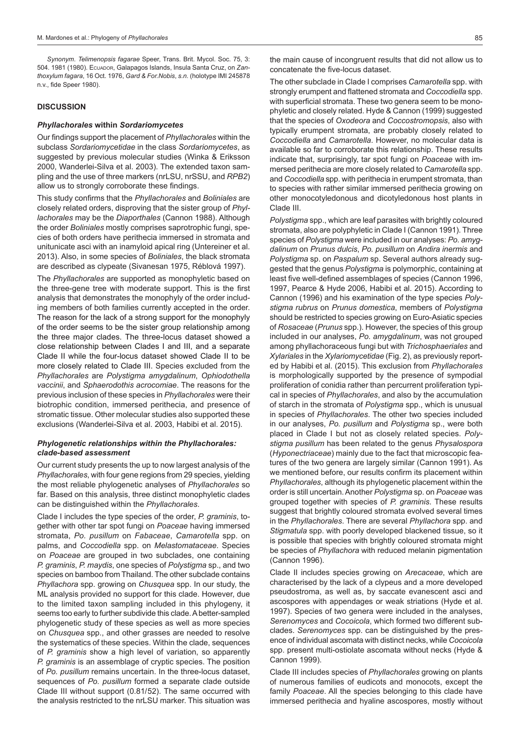*Synonym*. *Telimenopsis fagarae* Speer, Trans. Brit. Mycol. Soc. 75, 3: 504. 1981 (1980). ECUADOR, Galapagos Islands, Insula Santa Cruz, on *Zanthoxylum fagara*, 16 Oct. 1976, *Gard & For.Nobis*, *s.n.* (holotype IMI 245878 n.v., fide Speer 1980).

## DISCUSSION

### *Phyllachorales* within *Sordariomycetes*

Our findings support the placement of *Phyllachorales* within the subclass *Sordariomycetidae* in the class *Sordariomycetes*, as suggested by previous molecular studies (Winka & Eriksson 2000, Wanderlei-Silva et al. 2003). The extended taxon sampling and the use of three markers (nrLSU, nrSSU, and *RPB2*) allow us to strongly corroborate these findings.

This study confirms that the *Phyllachorales* and *Boliniales* are closely related orders, disproving that the sister group of *Phyllachorales* may be the *Diaporthales* (Cannon 1988). Although the order *Boliniales* mostly comprises saprotrophic fungi, species of both orders have perithecia immersed in stromata and unitunicate asci with an inamyloid apical ring (Untereiner et al. 2013). Also, in some species of *Boliniales*, the black stromata are described as clypeate (Sivanesan 1975, Réblová 1997).

The *Phyllachorales* are supported as monophyletic based on the three-gene tree with moderate support. This is the first analysis that demonstrates the monophyly of the order including members of both families currently accepted in the order. The reason for the lack of a strong support for the monophyly of the order seems to be the sister group relationship among the three major clades. The three-locus dataset showed a close relationship between Clades I and III, and a separate Clade II while the four-locus dataset showed Clade II to be more closely related to Clade III. Species excluded from the *Phyllachorales* are *Polystigma amygdalinum*, *Ophiodothella vaccinii*, and *Sphaerodothis acrocomiae*. The reasons for the previous inclusion of these species in *Phyllachorales* were their biotrophic condition, immersed perithecia, and presence of stromatic tissue. Other molecular studies also supported these exclusions (Wanderlei-Silva et al. 2003, Habibi et al. 2015).

### Phylogenetic relationships within the Phyllachorales: clade-based assessment

Our current study presents the up to now largest analysis of the *Phyllachorales*, with four gene regions from 29 species, yielding the most reliable phylogenetic analyses of *Phyllachorales* so far. Based on this analysis, three distinct monophyletic clades can be distinguished within the *Phyllachorales*.

Clade I includes the type species of the order, *P. graminis*, together with other tar spot fungi on *Poaceae* having immersed stromata, *Po. pusillum* on *Fabaceae*, *Camarotella* spp. on palms, and *Coccodiella* spp. on *Melastomataceae*. Species on *Poaceae* are grouped in two subclades, one containing *P. graminis*, *P. maydis*, one species of *Polystigma* sp., and two species on bamboo from Thailand. The other subclade contains *Phyllachora* spp. growing on *Chusquea* spp. In our study, the ML analysis provided no support for this clade. However, due to the limited taxon sampling included in this phylogeny, it seems too early to further subdivide this clade. A better-sampled phylogenetic study of these species as well as more species on *Chusquea* spp., and other grasses are needed to resolve the systematics of these species. Within the clade, sequences of *P. graminis* show a high level of variation, so apparently *P. graminis* is an assemblage of cryptic species. The position of *Po. pusillum* remains uncertain. In the three-locus dataset, sequences of *Po. pusillum* formed a separate clade outside Clade III without support (0.81/52). The same occurred with the analysis restricted to the nrLSU marker. This situation was the main cause of incongruent results that did not allow us to concatenate the five-locus dataset.

The other subclade in Clade I comprises *Camarotella* spp. with strongly erumpent and flattened stromata and *Coccodiella* spp. with superficial stromata. These two genera seem to be monophyletic and closely related. Hyde & Cannon (1999) suggested that the species of *Oxodeora* and *Coccostromopsis*, also with typically erumpent stromata, are probably closely related to *Coccodiella* and *Camarotella*. However, no molecular data is available so far to corroborate this relationship. These results indicate that, surprisingly, tar spot fungi on *Poaceae* with immersed perithecia are more closely related to *Camarotella* spp. and *Coccodiella* spp. with perithecia in erumpent stromata, than to species with rather similar immersed perithecia growing on other monocotyledonous and dicotyledonous host plants in Clade III.

*Polystigma* spp., which are leaf parasites with brightly coloured stromata, also are polyphyletic in Clade I (Cannon 1991). Three species of *Polystigma* were included in our analyses: *Po. amygdalinum* on *Prunus dulcis*, *Po. pusillum* on *Andira inermis* and *Polystigma* sp. on *Paspalum* sp. Several authors already suggested that the genus *Polystigma* is polymorphic, containing at least five well-defined assemblages of species (Cannon 1996, 1997, Pearce & Hyde 2006, Habibi et al. 2015). According to Cannon (1996) and his examination of the type species *Polystigma rubrus* on *Prunus domestica*, members of *Polystigma* should be restricted to species growing on Euro-Asiatic species of *Rosaceae* (*Prunus* spp.). However, the species of this group included in our analyses, *Po. amygdalinum*, was not grouped among phyllachoraceous fungi but with *Trichosphaeriales* and *Xylariales* in the *Xylariomycetidae* (Fig. 2), as previously reported by Habibi et al. (2015). This exclusion from *Phyllachorales* is morphologically supported by the presence of sympodial proliferation of conidia rather than percurrent proliferation typical in species of *Phyllachorales*, and also by the accumulation of starch in the stromata of *Polystigma* spp., which is unusual in species of *Phyllachorales*. The other two species included in our analyses, *Po. pusillum* and *Polystigma* sp., were both placed in Clade I but not as closely related species. *Polystigma pusillum* has been related to the genus *Physalospora* (*Hyponectriaceae*) mainly due to the fact that microscopic features of the two genera are largely similar (Cannon 1991). As we mentioned before, our results confirm its placement within *Phyllachorales*, although its phylogenetic placement within the order is still uncertain. Another *Polystigma* sp. on *Poaceae* was grouped together with species of *P. graminis*. These results suggest that brightly coloured stromata evolved several times in the *Phyllachorales*. There are several *Phyllachora* spp. and *Stigmatula* spp. with poorly developed blackened tissue, so it is possible that species with brightly coloured stromata might be species of *Phyllachora* with reduced melanin pigmentation (Cannon 1996).

Clade II includes species growing on *Arecaceae*, which are characterised by the lack of a clypeus and a more developed pseudostroma, as well as, by saccate evanescent asci and ascospores with appendages or weak striations (Hyde et al. 1997). Species of two genera were included in the analyses, *Serenomyces* and *Cocoicola*, which formed two different subclades. *Serenomyces* spp. can be distinguished by the presence of individual ascomata with distinct necks, while *Cocoicola* spp. present multi-ostiolate ascomata without necks (Hyde & Cannon 1999).

Clade III includes species of *Phyllachorales* growing on plants of numerous families of eudicots and monocots, except the family *Poaceae*. All the species belonging to this clade have immersed perithecia and hyaline ascospores, mostly without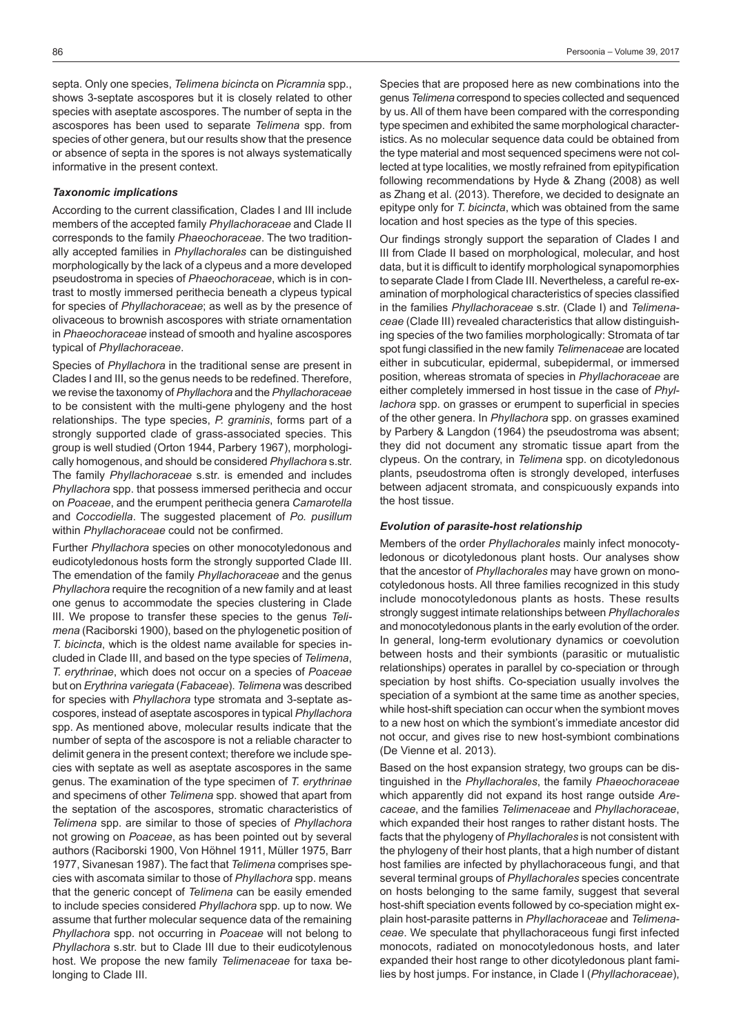septa. Only one species, *Telimena bicincta* on *Picramnia* spp., shows 3-septate ascospores but it is closely related to other species with aseptate ascospores. The number of septa in the ascospores has been used to separate *Telimena* spp. from species of other genera, but our results show that the presence or absence of septa in the spores is not always systematically informative in the present context.

### *Taxonomic implications*

According to the current classification, Clades I and III include members of the accepted family *Phyllachoraceae* and Clade II corresponds to the family *Phaeochoraceae*. The two traditionally accepted families in *Phyllachorales* can be distinguished morphologically by the lack of a clypeus and a more developed pseudostroma in species of *Phaeochoraceae*, which is in contrast to mostly immersed perithecia beneath a clypeus typical for species of *Phyllachoraceae*; as well as by the presence of olivaceous to brownish ascospores with striate ornamentation in *Phaeochoraceae* instead of smooth and hyaline ascospores typical of *Phyllachoraceae*.

Species of *Phyllachora* in the traditional sense are present in Clades I and III, so the genus needs to be redefined. Therefore, we revise the taxonomy of *Phyllachora* and the *Phyllachoraceae* to be consistent with the multi-gene phylogeny and the host relationships. The type species, *P. graminis*, forms part of a strongly supported clade of grass-associated species. This group is well studied (Orton 1944, Parbery 1967), morphologically homogenous, and should be considered *Phyllachora* s.str. The family *Phyllachoraceae* s.str. is emended and includes *Phyllachora* spp. that possess immersed perithecia and occur on *Poaceae*, and the erumpent perithecia genera *Camarotella* and *Coccodiella*. The suggested placement of *Po. pusillum* within *Phyllachoraceae* could not be confirmed.

Further *Phyllachora* species on other monocotyledonous and eudicotyledonous hosts form the strongly supported Clade III. The emendation of the family *Phyllachoraceae* and the genus *Phyllachora* require the recognition of a new family and at least one genus to accommodate the species clustering in Clade III. We propose to transfer these species to the genus *Telimena* (Raciborski 1900), based on the phylogenetic position of *T. bicincta*, which is the oldest name available for species included in Clade III, and based on the type species of *Telimena*, *T. erythrinae*, which does not occur on a species of *Poaceae* but on *Erythrina variegata* (*Fabaceae*). *Telimena* was described for species with *Phyllachora* type stromata and 3-septate ascospores, instead of aseptate ascospores in typical *Phyllachora* spp. As mentioned above, molecular results indicate that the number of septa of the ascospore is not a reliable character to delimit genera in the present context; therefore we include species with septate as well as aseptate ascospores in the same genus. The examination of the type specimen of *T. erythrinae* and specimens of other *Telimena* spp. showed that apart from the septation of the ascospores, stromatic characteristics of *Telimena* spp. are similar to those of species of *Phyllachora* not growing on *Poaceae*, as has been pointed out by several authors (Raciborski 1900, Von Höhnel 1911, Müller 1975, Barr 1977, Sivanesan 1987). The fact that *Telimena* comprises species with ascomata similar to those of *Phyllachora* spp. means that the generic concept of *Telimena* can be easily emended to include species considered *Phyllachora* spp. up to now. We assume that further molecular sequence data of the remaining *Phyllachora* spp. not occurring in *Poaceae* will not belong to *Phyllachora* s.str. but to Clade III due to their eudicotylenous host. We propose the new family *Telimenaceae* for taxa belonging to Clade III.

Species that are proposed here as new combinations into the genus *Telimena* correspond to species collected and sequenced by us. All of them have been compared with the corresponding type specimen and exhibited the same morphological characteristics. As no molecular sequence data could be obtained from the type material and most sequenced specimens were not collected at type localities, we mostly refrained from epitypification following recommendations by Hyde & Zhang (2008) as well as Zhang et al. (2013). Therefore, we decided to designate an epitype only for *T. bicincta*, which was obtained from the same location and host species as the type of this species.

Our findings strongly support the separation of Clades I and III from Clade II based on morphological, molecular, and host data, but it is difficult to identify morphological synapomorphies to separate Clade I from Clade III. Nevertheless, a careful re-examination of morphological characteristics of species classified in the families *Phyllachoraceae* s.str. (Clade I) and *Telimenaceae* (Clade III) revealed characteristics that allow distinguishing species of the two families morphologically: Stromata of tar spot fungi classified in the new family *Telimenaceae* are located either in subcuticular, epidermal, subepidermal, or immersed position, whereas stromata of species in *Phyllachoraceae* are either completely immersed in host tissue in the case of *Phyllachora* spp. on grasses or erumpent to superficial in species of the other genera. In *Phyllachora* spp. on grasses examined by Parbery & Langdon (1964) the pseudostroma was absent; they did not document any stromatic tissue apart from the clypeus. On the contrary, in *Telimena* spp. on dicotyledonous plants, pseudostroma often is strongly developed, interfuses between adjacent stromata, and conspicuously expands into the host tissue.

### *Evolution of parasite-host relationship*

Members of the order *Phyllachorales* mainly infect monocotyledonous or dicotyledonous plant hosts. Our analyses show that the ancestor of *Phyllachorales* may have grown on monocotyledonous hosts. All three families recognized in this study include monocotyledonous plants as hosts. These results strongly suggest intimate relationships between *Phyllachorales* and monocotyledonous plants in the early evolution of the order. In general, long-term evolutionary dynamics or coevolution between hosts and their symbionts (parasitic or mutualistic relationships) operates in parallel by co-speciation or through speciation by host shifts. Co-speciation usually involves the speciation of a symbiont at the same time as another species, while host-shift speciation can occur when the symbiont moves to a new host on which the symbiont's immediate ancestor did not occur, and gives rise to new host-symbiont combinations (De Vienne et al. 2013).

Based on the host expansion strategy, two groups can be distinguished in the *Phyllachorales*, the family *Phaeochoraceae* which apparently did not expand its host range outside *Arecaceae*, and the families *Telimenaceae* and *Phyllachoraceae*, which expanded their host ranges to rather distant hosts. The facts that the phylogeny of *Phyllachorales* is not consistent with the phylogeny of their host plants, that a high number of distant host families are infected by phyllachoraceous fungi, and that several terminal groups of *Phyllachorales* species concentrate on hosts belonging to the same family, suggest that several host-shift speciation events followed by co-speciation might explain host-parasite patterns in *Phyllachoraceae* and *Telimenaceae*. We speculate that phyllachoraceous fungi first infected monocots, radiated on monocotyledonous hosts, and later expanded their host range to other dicotyledonous plant families by host jumps. For instance, in Clade I (*Phyllachoraceae*),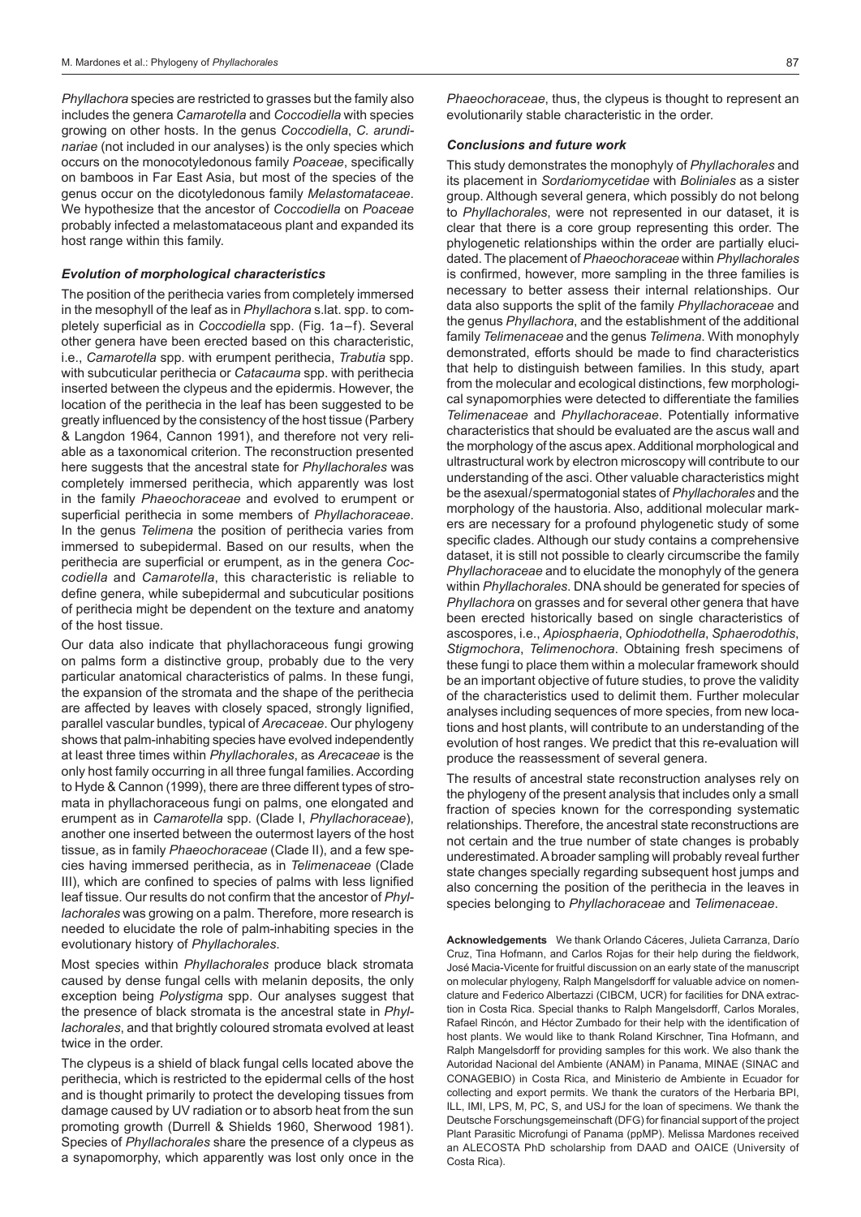*Phyllachora* species are restricted to grasses but the family also includes the genera *Camarotella* and *Coccodiella* with species growing on other hosts. In the genus *Coccodiella*, *C. arundinariae* (not included in our analyses) is the only species which occurs on the monocotyledonous family *Poaceae*, specifically on bamboos in Far East Asia, but most of the species of the genus occur on the dicotyledonous family *Melastomataceae*. We hypothesize that the ancestor of *Coccodiella* on *Poaceae* probably infected a melastomataceous plant and expanded its host range within this family.

### *Evolution of morphological characteristics*

The position of the perithecia varies from completely immersed in the mesophyll of the leaf as in *Phyllachora* s.lat. spp. to completely superficial as in *Coccodiella* spp. (Fig. 1a–f). Several other genera have been erected based on this characteristic, i.e., *Camarotella* spp. with erumpent perithecia, *Trabutia* spp. with subcuticular perithecia or *Catacauma* spp. with perithecia inserted between the clypeus and the epidermis. However, the location of the perithecia in the leaf has been suggested to be greatly influenced by the consistency of the host tissue (Parbery & Langdon 1964, Cannon 1991), and therefore not very reliable as a taxonomical criterion. The reconstruction presented here suggests that the ancestral state for *Phyllachorales* was completely immersed perithecia, which apparently was lost in the family *Phaeochoraceae* and evolved to erumpent or superficial perithecia in some members of *Phyllachoraceae*. In the genus *Telimena* the position of perithecia varies from immersed to subepidermal. Based on our results, when the perithecia are superficial or erumpent, as in the genera *Coccodiella* and *Camarotella*, this characteristic is reliable to define genera, while subepidermal and subcuticular positions of perithecia might be dependent on the texture and anatomy of the host tissue.

Our data also indicate that phyllachoraceous fungi growing on palms form a distinctive group, probably due to the very particular anatomical characteristics of palms. In these fungi, the expansion of the stromata and the shape of the perithecia are affected by leaves with closely spaced, strongly lignified, parallel vascular bundles, typical of *Arecaceae*. Our phylogeny shows that palm-inhabiting species have evolved independently at least three times within *Phyllachorales*, as *Arecaceae* is the only host family occurring in all three fungal families. According to Hyde & Cannon (1999), there are three different types of stromata in phyllachoraceous fungi on palms, one elongated and erumpent as in *Camarotella* spp. (Clade I, *Phyllachoraceae*), another one inserted between the outermost layers of the host tissue, as in family *Phaeochoraceae* (Clade II), and a few species having immersed perithecia, as in *Telimenaceae* (Clade III), which are confined to species of palms with less lignified leaf tissue. Our results do not confirm that the ancestor of *Phyllachorales* was growing on a palm. Therefore, more research is needed to elucidate the role of palm-inhabiting species in the evolutionary history of *Phyllachorales*.

Most species within *Phyllachorales* produce black stromata caused by dense fungal cells with melanin deposits, the only exception being *Polystigma* spp. Our analyses suggest that the presence of black stromata is the ancestral state in *Phyllachorales*, and that brightly coloured stromata evolved at least twice in the order.

The clypeus is a shield of black fungal cells located above the perithecia, which is restricted to the epidermal cells of the host and is thought primarily to protect the developing tissues from damage caused by UV radiation or to absorb heat from the sun promoting growth (Durrell & Shields 1960, Sherwood 1981). Species of *Phyllachorales* share the presence of a clypeus as a synapomorphy, which apparently was lost only once in the *Phaeochoraceae*, thus, the clypeus is thought to represent an evolutionarily stable characteristic in the order.

### *Conclusions and future work*

This study demonstrates the monophyly of *Phyllachorales* and its placement in *Sordariomycetidae* with *Boliniales* as a sister group. Although several genera, which possibly do not belong to *Phyllachorales*, were not represented in our dataset, it is clear that there is a core group representing this order. The phylogenetic relationships within the order are partially elucidated. The placement of *Phaeochoraceae* within *Phyllachorales* is confirmed, however, more sampling in the three families is necessary to better assess their internal relationships. Our data also supports the split of the family *Phyllachoraceae* and the genus *Phyllachora*, and the establishment of the additional family *Telimenaceae* and the genus *Telimena*. With monophyly demonstrated, efforts should be made to find characteristics that help to distinguish between families. In this study, apart from the molecular and ecological distinctions, few morphological synapomorphies were detected to differentiate the families *Telimenaceae* and *Phyllachoraceae*. Potentially informative characteristics that should be evaluated are the ascus wall and the morphology of the ascus apex. Additional morphological and ultrastructural work by electron microscopy will contribute to our understanding of the asci. Other valuable characteristics might be the asexual/spermatogonial states of *Phyllachorales* and the morphology of the haustoria. Also, additional molecular markers are necessary for a profound phylogenetic study of some specific clades. Although our study contains a comprehensive dataset, it is still not possible to clearly circumscribe the family *Phyllachoraceae* and to elucidate the monophyly of the genera within *Phyllachorales*. DNA should be generated for species of *Phyllachora* on grasses and for several other genera that have been erected historically based on single characteristics of ascospores, i.e., *Apiosphaeria*, *Ophiodothella*, *Sphaerodothis*, *Stigmochora*, *Telimenochora*. Obtaining fresh specimens of these fungi to place them within a molecular framework should be an important objective of future studies, to prove the validity of the characteristics used to delimit them. Further molecular analyses including sequences of more species, from new locations and host plants, will contribute to an understanding of the evolution of host ranges. We predict that this re-evaluation will produce the reassessment of several genera.

The results of ancestral state reconstruction analyses rely on the phylogeny of the present analysis that includes only a small fraction of species known for the corresponding systematic relationships. Therefore, the ancestral state reconstructions are not certain and the true number of state changes is probably underestimated. A broader sampling will probably reveal further state changes specially regarding subsequent host jumps and also concerning the position of the perithecia in the leaves in species belonging to *Phyllachoraceae* and *Telimenaceae*.

**Acknowledgements** We thank Orlando Cáceres, Julieta Carranza, Darío Cruz, Tina Hofmann, and Carlos Rojas for their help during the fieldwork, José Macia-Vicente for fruitful discussion on an early state of the manuscript on molecular phylogeny, Ralph Mangelsdorff for valuable advice on nomenclature and Federico Albertazzi (CIBCM, UCR) for facilities for DNA extraction in Costa Rica. Special thanks to Ralph Mangelsdorff, Carlos Morales, Rafael Rincón, and Héctor Zumbado for their help with the identification of host plants. We would like to thank Roland Kirschner, Tina Hofmann, and Ralph Mangelsdorff for providing samples for this work. We also thank the Autoridad Nacional del Ambiente (ANAM) in Panama, MINAE (SINAC and CONAGEBIO) in Costa Rica, and Ministerio de Ambiente in Ecuador for collecting and export permits. We thank the curators of the Herbaria BPI, ILL, IMI, LPS, M, PC, S, and USJ for the loan of specimens. We thank the Deutsche Forschungsgemeinschaft (DFG) for financial support of the project Plant Parasitic Microfungi of Panama (ppMP). Melissa Mardones received an ALECOSTA PhD scholarship from DAAD and OAICE (University of Costa Rica).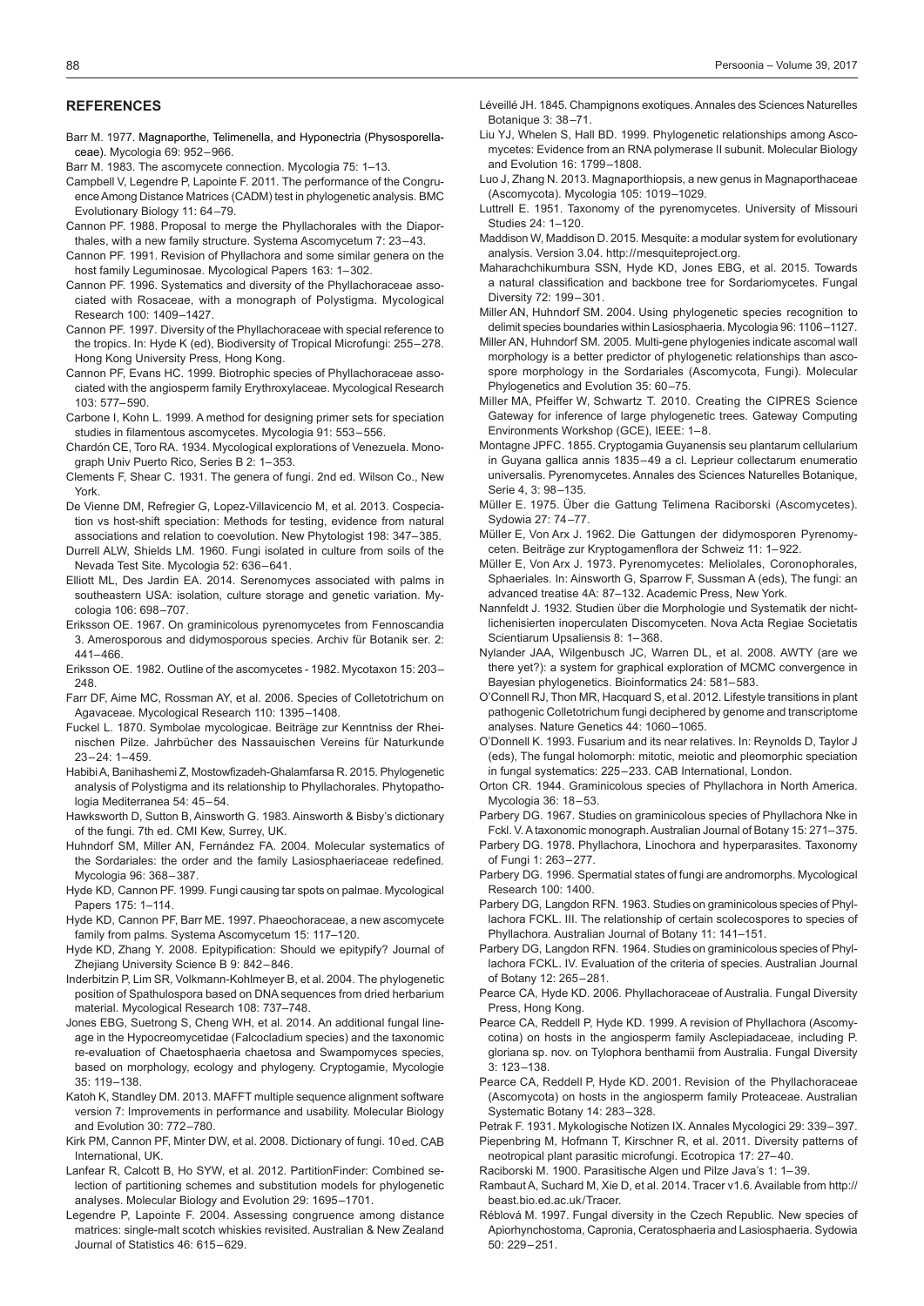## REFERENCES

Barr M. 1977. Magnaporthe, Telimenella, and Hyponectria (Physosporellaceae). Mycologia 69: 952–966.

Barr M. 1983. The ascomycete connection. Mycologia 75: 1–13.

Campbell V, Legendre P, Lapointe F. 2011. The performance of the Congruence Among Distance Matrices (CADM) test in phylogenetic analysis. BMC Evolutionary Biology 11: 64–79.

Cannon PF. 1988. Proposal to merge the Phyllachorales with the Diaporthales, with a new family structure. Systema Ascomycetum 7: 23–43.

Cannon PF. 1991. Revision of Phyllachora and some similar genera on the host family Leguminosae. Mycological Papers 163: 1–302.

Cannon PF. 1996. Systematics and diversity of the Phyllachoraceae associated with Rosaceae, with a monograph of Polystigma. Mycological Research 100: 1409–1427.

Cannon PF. 1997. Diversity of the Phyllachoraceae with special reference to the tropics. In: Hyde K (ed), Biodiversity of Tropical Microfungi: 255–278. Hong Kong University Press, Hong Kong.

Cannon PF, Evans HC. 1999. Biotrophic species of Phyllachoraceae associated with the angiosperm family Erythroxylaceae. Mycological Research 103: 577–590.

Carbone I, Kohn L. 1999. A method for designing primer sets for speciation studies in filamentous ascomycetes. Mycologia 91: 553–556.

Chardón CE, Toro RA. 1934. Mycological explorations of Venezuela. Monograph Univ Puerto Rico, Series B 2: 1–353.

Clements F, Shear C. 1931. The genera of fungi. 2nd ed. Wilson Co., New York.

De Vienne DM, Refregier G, Lopez-Villavicencio M, et al. 2013. Cospeciation vs host-shift speciation: Methods for testing, evidence from natural associations and relation to coevolution. New Phytologist 198: 347–385.

Durrell ALW, Shields LM. 1960. Fungi isolated in culture from soils of the Nevada Test Site. Mycologia 52: 636–641.

Elliott ML, Des Jardin EA. 2014. Serenomyces associated with palms in southeastern USA: isolation, culture storage and genetic variation. Mycologia 106: 698–707.

Eriksson OE. 1967. On graminicolous pyrenomycetes from Fennoscandia 3. Amerosporous and didymosporous species. Archiv für Botanik ser. 2: 441–466.

Eriksson OE. 1982. Outline of the ascomycetes - 1982. Mycotaxon 15: 203–248.

Farr DF, Aime MC, Rossman AY, et al. 2006. Species of Colletotrichum on Agavaceae. Mycological Research 110: 1395–1408.

Fuckel L. 1870. Symbolae mycologicae. Beiträge zur Kenntniss der Rheinischen Pilze. Jahrbücher des Nassauischen Vereins für Naturkunde 23–24: 1–459.

Habibi A, Banihashemi Z, Mostowfizadeh-Ghalamfarsa R. 2015. Phylogenetic analysis of Polystigma and its relationship to Phyllachorales. Phytopathologia Mediterranea 54: 45–54.

Hawksworth D, Sutton B, Ainsworth G. 1983. Ainsworth & Bisby's dictionary of the fungi. 7th ed. CMI Kew, Surrey, UK.

Huhndorf SM, Miller AN, Fernández FA. 2004. Molecular systematics of the Sordariales: the order and the family Lasiosphaeriaceae redefined. Mycologia 96: 368–387.

Hyde KD, Cannon PF. 1999. Fungi causing tar spots on palmae. Mycological Papers 175: 1–114.

Hyde KD, Cannon PF, Barr ME. 1997. Phaeochoraceae, a new ascomycete family from palms. Systema Ascomycetum 15: 117–120.

Hyde KD, Zhang Y. 2008. Epitypification: Should we epitypify? Journal of Zhejiang University Science B 9: 842–846.

Inderbitzin P, Lim SR, Volkmann-Kohlmeyer B, et al. 2004. The phylogenetic position of Spathulospora based on DNA sequences from dried herbarium material. Mycological Research 108: 737–748.

Jones EBG, Suetrong S, Cheng WH, et al. 2014. An additional fungal lineage in the Hypocreomycetidae (Falcocladium species) and the taxonomic re-evaluation of Chaetosphaeria chaetosa and Swampomyces species, based on morphology, ecology and phylogeny. Cryptogamie, Mycologie 35: 119–138.

Katoh K, Standley DM. 2013. MAFFT multiple sequence alignment software version 7: Improvements in performance and usability. Molecular Biology and Evolution 30: 772–780.

Kirk PM, Cannon PF, Minter DW, et al. 2008. Dictionary of fungi. 10 ed. CAB International, UK.

Lanfear R, Calcott B, Ho SYW, et al. 2012. PartitionFinder: Combined selection of partitioning schemes and substitution models for phylogenetic analyses. Molecular Biology and Evolution 29: 1695–1701.

Legendre P, Lapointe F. 2004. Assessing congruence among distance matrices: single-malt scotch whiskies revisited. Australian & New Zealand Journal of Statistics 46: 615–629.

Léveillé JH. 1845. Champignons exotiques. Annales des Sciences Naturelles Botanique 3: 38–71.

Liu YJ, Whelen S, Hall BD. 1999. Phylogenetic relationships among Ascomycetes: Evidence from an RNA polymerase II subunit. Molecular Biology and Evolution 16: 1799–1808.

Luo J, Zhang N. 2013. Magnaporthiopsis, a new genus in Magnaporthaceae (Ascomycota). Mycologia 105: 1019–1029.

Luttrell E. 1951. Taxonomy of the pyrenomycetes. University of Missouri Studies 24: 1–120.

Maddison W, Maddison D. 2015. Mesquite: a modular system for evolutionary analysis. Version 3.04. http://mesquiteproject.org.

Maharachchikumbura SSN, Hyde KD, Jones EBG, et al. 2015. Towards a natural classification and backbone tree for Sordariomycetes. Fungal Diversity 72: 199–301.

Miller AN, Huhndorf SM. 2004. Using phylogenetic species recognition to delimit species boundaries within Lasiosphaeria. Mycologia 96: 1106–1127.

Miller AN, Huhndorf SM. 2005. Multi-gene phylogenies indicate ascomal wall morphology is a better predictor of phylogenetic relationships than ascospore morphology in the Sordariales (Ascomycota, Fungi). Molecular Phylogenetics and Evolution 35: 60–75.

Miller MA, Pfeiffer W, Schwartz T. 2010. Creating the CIPRES Science Gateway for inference of large phylogenetic trees. Gateway Computing Environments Workshop (GCE), IEEE: 1–8.

Montagne JPFC. 1855. Cryptogamia Guyanensis seu plantarum cellularium in Guyana gallica annis 1835–49 a cl. Leprieur collectarum enumeratio universalis. Pyrenomycetes. Annales des Sciences Naturelles Botanique, Serie 4, 3: 98–135.

Müller E. 1975. Über die Gattung Telimena Raciborski (Ascomycetes). Sydowia 27: 74–77.

Müller E, Von Arx J. 1962. Die Gattungen der didymosporen Pyrenomyceten. Beiträge zur Kryptogamenflora der Schweiz 11: 1–922.

Müller E, Von Arx J. 1973. Pyrenomycetes: Meliolales, Coronophorales, Sphaeriales. In: Ainsworth G, Sparrow F, Sussman A (eds), The fungi: an advanced treatise 4A: 87–132. Academic Press, New York.

Nannfeldt J. 1932. Studien über die Morphologie und Systematik der nichtlichenisierten inoperculaten Discomyceten. Nova Acta Regiae Societatis Scientiarum Upsaliensis 8: 1–368.

Nylander JAA, Wilgenbusch JC, Warren DL, et al. 2008. AWTY (are we there yet?): a system for graphical exploration of MCMC convergence in Bayesian phylogenetics. Bioinformatics 24: 581–583.

O'Connell RJ, Thon MR, Hacquard S, et al. 2012. Lifestyle transitions in plant pathogenic Colletotrichum fungi deciphered by genome and transcriptome analyses. Nature Genetics 44: 1060–1065.

O'Donnell K. 1993. Fusarium and its near relatives. In: Reynolds D, Taylor J (eds), The fungal holomorph: mitotic, meiotic and pleomorphic speciation in fungal systematics: 225–233. CAB International, London.

Orton CR. 1944. Graminicolous species of Phyllachora in North America. Mycologia 36: 18–53.

Parbery DG. 1967. Studies on graminicolous species of Phyllachora Nke in Fckl. V. A taxonomic monograph. Australian Journal of Botany 15: 271–375.

Parbery DG. 1978. Phyllachora, Linochora and hyperparasites. Taxonomy of Fungi 1: 263–277.

Parbery DG. 1996. Spermatial states of fungi are andromorphs. Mycological Research 100: 1400.

Parbery DG, Langdon RFN. 1963. Studies on graminicolous species of Phyllachora FCKL. III. The relationship of certain scolecospores to species of Phyllachora. Australian Journal of Botany 11: 141–151.

Parbery DG, Langdon RFN. 1964. Studies on graminicolous species of Phyllachora FCKL. IV. Evaluation of the criteria of species. Australian Journal of Botany 12: 265–281.

Pearce CA, Hyde KD. 2006. Phyllachoraceae of Australia. Fungal Diversity Press, Hong Kong.

Pearce CA, Reddell P, Hyde KD. 1999. A revision of Phyllachora (Ascomycotina) on hosts in the angiosperm family Asclepiadaceae, including P. gloriana sp. nov. on Tylophora benthamii from Australia. Fungal Diversity 3: 123–138.

Pearce CA, Reddell P, Hyde KD. 2001. Revision of the Phyllachoraceae (Ascomycota) on hosts in the angiosperm family Proteaceae. Australian Systematic Botany 14: 283–328.

Petrak F. 1931. Mykologische Notizen IX. Annales Mycologici 29: 339–397.

Piepenbring M, Hofmann T, Kirschner R, et al. 2011. Diversity patterns of neotropical plant parasitic microfungi. Ecotropica 17: 27–40.

Raciborski M. 1900. Parasitische Algen und Pilze Java's 1: 1–39.

Rambaut A, Suchard M, Xie D, et al. 2014. Tracer v1.6. Available from http://beast.bio.ed.ac.uk/Tracer.

Réblová M. 1997. Fungal diversity in the Czech Republic. New species of Apiorhynchostoma, Capronia, Ceratosphaeria and Lasiosphaeria. Sydowia 50: 229–251.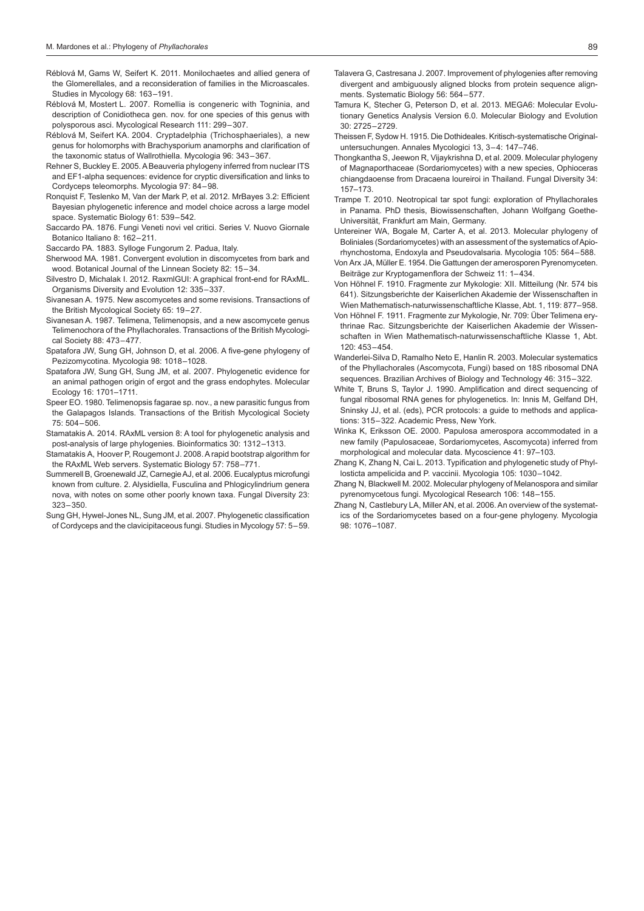Réblová M, Gams W, Seifert K. 2011. Monilochaetes and allied genera of the Glomerellales, and a reconsideration of families in the Microascales. Studies in Mycology 68: 163–191.

Réblová M, Mostert L. 2007. Romellia is congeneric with Togninia, and description of Conidiotheca gen. nov. for one species of this genus with polysporous asci. Mycological Research 111: 299–307.

Réblová M, Seifert KA. 2004. Cryptadelphia (Trichosphaeriales), a new genus for holomorphs with Brachysporium anamorphs and clarification of the taxonomic status of Wallrothiella. Mycologia 96: 343–367.

Rehner S, Buckley E. 2005. A Beauveria phylogeny inferred from nuclear ITS and EF1-alpha sequences: evidence for cryptic diversification and links to Cordyceps teleomorphs. Mycologia 97: 84–98.

Ronquist F, Teslenko M, Van der Mark P, et al. 2012. MrBayes 3.2: Efficient Bayesian phylogenetic inference and model choice across a large model space. Systematic Biology 61: 539–542.

Saccardo PA. 1876. Fungi Veneti novi vel critici. Series V. Nuovo Giornale Botanico Italiano 8: 162–211.

Saccardo PA. 1883. Sylloge Fungorum 2. Padua, Italy.

Sherwood MA. 1981. Convergent evolution in discomycetes from bark and wood. Botanical Journal of the Linnean Society 82: 15–34.

Silvestro D, Michalak I. 2012. RaxmlGUI: A graphical front-end for RAxML. Organisms Diversity and Evolution 12: 335–337.

Sivanesan A. 1975. New ascomycetes and some revisions. Transactions of the British Mycological Society 65: 19–27.

Sivanesan A. 1987. Telimena, Telimenopsis, and a new ascomycete genus Telimenochora of the Phyllachorales. Transactions of the British Mycological Society 88: 473–477.

Spatafora JW, Sung GH, Johnson D, et al. 2006. A five-gene phylogeny of Pezizomycotina. Mycologia 98: 1018–1028.

Spatafora JW, Sung GH, Sung JM, et al. 2007. Phylogenetic evidence for an animal pathogen origin of ergot and the grass endophytes. Molecular Ecology 16: 1701–1711.

Speer EO. 1980. Telimenopsis fagarae sp. nov., a new parasitic fungus from the Galapagos Islands. Transactions of the British Mycological Society 75: 504–506.

Stamatakis A. 2014. RAxML version 8: A tool for phylogenetic analysis and post-analysis of large phylogenies. Bioinformatics 30: 1312–1313.

Stamatakis A, Hoover P, Rougemont J. 2008. A rapid bootstrap algorithm for the RAxML Web servers. Systematic Biology 57: 758–771.

Summerell B, Groenewald JZ, Carnegie AJ, et al. 2006. Eucalyptus microfungi known from culture. 2. Alysidiella, Fusculina and Phlogicylindrium genera nova, with notes on some other poorly known taxa. Fungal Diversity 23: 323–350.

Sung GH, Hywel-Jones NL, Sung JM, et al. 2007. Phylogenetic classification of Cordyceps and the clavicipitaceous fungi. Studies in Mycology 57: 5–59.

Talavera G, Castresana J. 2007. Improvement of phylogenies after removing divergent and ambiguously aligned blocks from protein sequence alignments. Systematic Biology 56: 564–577.

Tamura K, Stecher G, Peterson D, et al. 2013. MEGA6: Molecular Evolutionary Genetics Analysis Version 6.0. Molecular Biology and Evolution 30: 2725–2729.

Theissen F, Sydow H. 1915. Die Dothideales. Kritisch-systematische Originaluntersuchungen. Annales Mycologici 13, 3–4: 147–746.

Thongkantha S, Jeewon R, Vijaykrishna D, et al. 2009. Molecular phylogeny of Magnaporthaceae (Sordariomycetes) with a new species, Ophioceras chiangdaoense from Dracaena loureiroi in Thailand. Fungal Diversity 34: 157–173.

Trampe T. 2010. Neotropical tar spot fungi: exploration of Phyllachorales in Panama. PhD thesis, Biowissenschaften, Johann Wolfgang Goethe-Universität, Frankfurt am Main, Germany.

Untereiner WA, Bogale M, Carter A, et al. 2013. Molecular phylogeny of Boliniales (Sordariomycetes) with an assessment of the systematics of Apiorhynchostoma, Endoxyla and Pseudovalsaria. Mycologia 105: 564–588.

Von Arx JA, Müller E. 1954. Die Gattungen der amerosporen Pyrenomyceten. Beiträge zur Kryptogamenflora der Schweiz 11: 1–434.

Von Höhnel F. 1910. Fragmente zur Mykologie: XII. Mitteilung (Nr. 574 bis 641). Sitzungsberichte der Kaiserlichen Akademie der Wissenschaften in Wien Mathematisch-naturwissenschaftliche Klasse, Abt. 1, 119: 877–958.

Von Höhnel F. 1911. Fragmente zur Mykologie, Nr. 709: Über Telimena erythrinae Rac. Sitzungsberichte der Kaiserlichen Akademie der Wissenschaften in Wien Mathematisch-naturwissenschaftliche Klasse 1, Abt. 120: 453–454.

Wanderlei-Silva D, Ramalho Neto E, Hanlin R. 2003. Molecular systematics of the Phyllachorales (Ascomycota, Fungi) based on 18S ribosomal DNA sequences. Brazilian Archives of Biology and Technology 46: 315–322.

White T, Bruns S, Taylor J. 1990. Amplification and direct sequencing of fungal ribosomal RNA genes for phylogenetics. In: Innis M, Gelfand DH, Sninsky JJ, et al. (eds), PCR protocols: a guide to methods and applications: 315–322. Academic Press, New York.

Winka K, Eriksson OE. 2000. Papulosa amerospora accommodated in a new family (Papulosaceae, Sordariomycetes, Ascomycota) inferred from morphological and molecular data. Mycoscience 41: 97–103.

Zhang K, Zhang N, Cai L. 2013. Typification and phylogenetic study of Phyllosticta ampelicida and P. vaccinii. Mycologia 105: 1030–1042.

Zhang N, Blackwell M. 2002. Molecular phylogeny of Melanospora and similar pyrenomycetous fungi. Mycological Research 106: 148–155.

Zhang N, Castlebury LA, Miller AN, et al. 2006. An overview of the systematics of the Sordariomycetes based on a four-gene phylogeny. Mycologia 98: 1076–1087.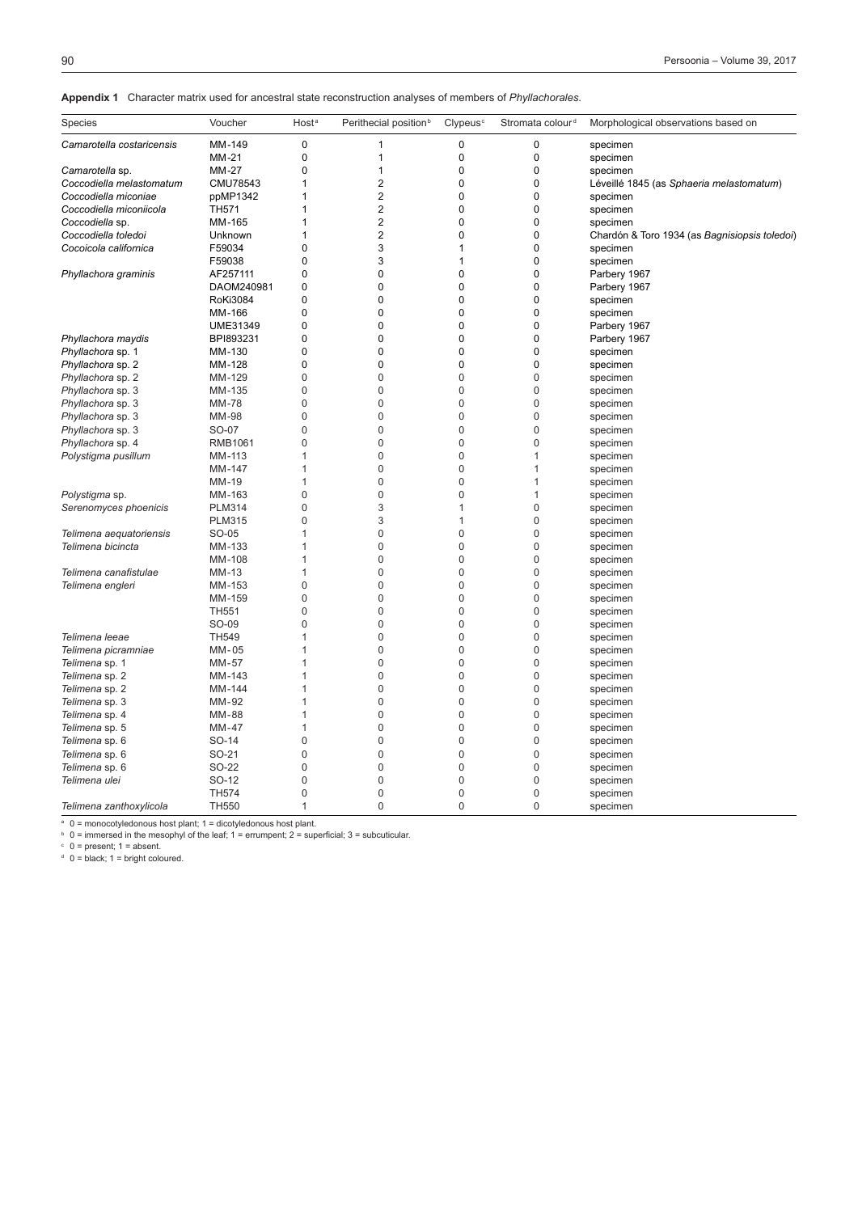**Appendix 1** Character matrix used for ancestral state reconstruction analyses of members of *Phyllachorales*.

| Species | Voucher | Host[a] | Perithecial position[b] | Clypeus[c] | Stromata colour[d] | Morphological observations based on |
|---|---|---|---|---|---|---|
| *Camarotella costaricensis* | MM-149 | 0 | 1 | 0 | 0 | specimen |
| | MM-21 | 0 | 1 | 0 | 0 | specimen |
| *Camarotella* sp. | MM-27 | 0 | 1 | 0 | 0 | specimen |
| *Coccodiella melastomatum* | CMU78543 | 1 | 2 | 0 | 0 | Léveillé 1845 (as *Sphaeria melastomatum*) |
| *Coccodiella miconiae* | ppMP1342 | 1 | 2 | 0 | 0 | specimen |
| *Coccodiella miconiicola* | TH571 | 1 | 2 | 0 | 0 | specimen |
| *Coccodiella* sp. | MM-165 | 1 | 2 | 0 | 0 | specimen |
| *Coccodiella toledoi* | Unknown | 1 | 2 | 0 | 0 | Chardón & Toro 1934 (as *Bagnisiopsis toledoi*) |
| *Cocoicola californica* | F59034 | 0 | 3 | 1 | 0 | specimen |
| | F59038 | 0 | 3 | 1 | 0 | specimen |
| *Phyllachora graminis* | AF257111 | 0 | 0 | 0 | 0 | Parbery 1967 |
| | DAOM240981 | 0 | 0 | 0 | 0 | Parbery 1967 |
| | RoKi3084 | 0 | 0 | 0 | 0 | specimen |
| | MM-166 | 0 | 0 | 0 | 0 | specimen |
| | UME31349 | 0 | 0 | 0 | 0 | Parbery 1967 |
| *Phyllachora maydis* | BPI893231 | 0 | 0 | 0 | 0 | Parbery 1967 |
| *Phyllachora* sp. 1 | MM-130 | 0 | 0 | 0 | 0 | specimen |
| *Phyllachora* sp. 2 | MM-128 | 0 | 0 | 0 | 0 | specimen |
| *Phyllachora* sp. 2 | MM-129 | 0 | 0 | 0 | 0 | specimen |
| *Phyllachora* sp. 3 | MM-135 | 0 | 0 | 0 | 0 | specimen |
| *Phyllachora* sp. 3 | MM-78 | 0 | 0 | 0 | 0 | specimen |
| *Phyllachora* sp. 3 | MM-98 | 0 | 0 | 0 | 0 | specimen |
| *Phyllachora* sp. 3 | SO-07 | 0 | 0 | 0 | 0 | specimen |
| *Phyllachora* sp. 4 | RMB1061 | 0 | 0 | 0 | 0 | specimen |
| *Polystigma pusillum* | MM-113 | 1 | 0 | 0 | 1 | specimen |
| | MM-147 | 1 | 0 | 0 | 1 | specimen |
| | MM-19 | 1 | 0 | 0 | 1 | specimen |
| *Polystigma* sp. | MM-163 | 0 | 0 | 0 | 1 | specimen |
| *Serenomyces phoenicis* | PLM314 | 0 | 3 | 1 | 0 | specimen |
| | PLM315 | 0 | 3 | 1 | 0 | specimen |
| *Telimena aequatoriensis* | SO-05 | 1 | 0 | 0 | 0 | specimen |
| *Telimena bicincta* | MM-133 | 1 | 0 | 0 | 0 | specimen |
| | MM-108 | 1 | 0 | 0 | 0 | specimen |
| *Telimena canafistulae* | MM-13 | 1 | 0 | 0 | 0 | specimen |
| *Telimena engleri* | MM-153 | 0 | 0 | 0 | 0 | specimen |
| | MM-159 | 0 | 0 | 0 | 0 | specimen |
| | TH551 | 0 | 0 | 0 | 0 | specimen |
| | SO-09 | 0 | 0 | 0 | 0 | specimen |
| *Telimena leeae* | TH549 | 1 | 0 | 0 | 0 | specimen |
| *Telimena picramniae* | MM-05 | 1 | 0 | 0 | 0 | specimen |
| *Telimena* sp. 1 | MM-57 | 1 | 0 | 0 | 0 | specimen |
| *Telimena* sp. 2 | MM-143 | 1 | 0 | 0 | 0 | specimen |
| *Telimena* sp. 2 | MM-144 | 1 | 0 | 0 | 0 | specimen |
| *Telimena* sp. 3 | MM-92 | 1 | 0 | 0 | 0 | specimen |
| *Telimena* sp. 4 | MM-88 | 1 | 0 | 0 | 0 | specimen |
| *Telimena* sp. 5 | MM-47 | 1 | 0 | 0 | 0 | specimen |
| *Telimena* sp. 6 | SO-14 | 0 | 0 | 0 | 0 | specimen |
| *Telimena* sp. 6 | SO-21 | 0 | 0 | 0 | 0 | specimen |
| *Telimena* sp. 6 | SO-22 | 0 | 0 | 0 | 0 | specimen |
| *Telimena ulei* | SO-12 | 0 | 0 | 0 | 0 | specimen |
| | TH574 | 0 | 0 | 0 | 0 | specimen |
| *Telimena zanthoxylicola* | TH550 | 1 | 0 | 0 | 0 | specimen |

[a] 0 = monocotyledonous host plant; 1 = dicotyledonous host plant.
[b] 0 = immersed in the mesophyl of the leaf; 1 = errumpent; 2 = superficial; 3 = subcuticular.
[c] 0 = present; 1 = absent.
[d] 0 = black; 1 = bright coloured.